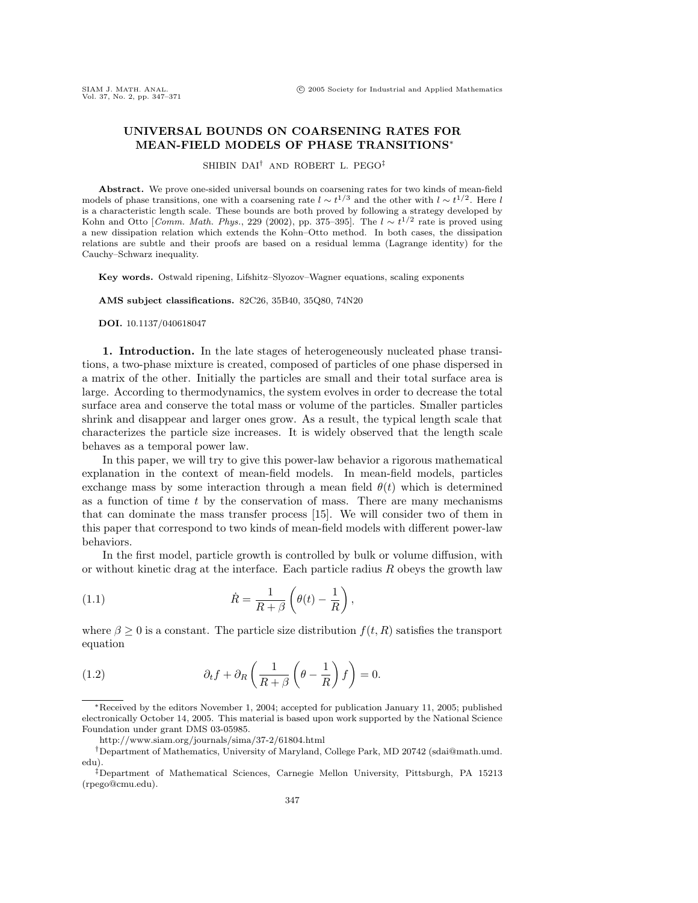# UNIVERSAL BOUNDS ON COARSENING RATES FOR MEAN-FIELD MODELS OF PHASE TRANSITIONS*

SHIBIN DAI[†] AND ROBERT L. PEGO[‡]

**Abstract.** We prove one-sided universal bounds on coarsening rates for two kinds of mean-field models of phase transitions, one with a coarsening rate $l \sim t^{1/3}$ and the other with $l \sim t^{1/2}$. Here $l$ is a characteristic length scale. These bounds are both proved by following a strategy developed by Kohn and Otto [*Comm. Math. Phys.*, 229 (2002), pp. 375–395]. The $l \sim t^{1/2}$ rate is proved using a new dissipation relation which extends the Kohn–Otto method. In both cases, the dissipation relations are subtle and their proofs are based on a residual lemma (Lagrange identity) for the Cauchy–Schwarz inequality.

**Key words.** Ostwald ripening, Lifshitz–Slyozov–Wagner equations, scaling exponents

**AMS subject classifications.** 82C26, 35B40, 35Q80, 74N20

**DOI.** 10.1137/040618047

## 1. Introduction.

In the late stages of heterogeneously nucleated phase transitions, a two-phase mixture is created, composed of particles of one phase dispersed in a matrix of the other. Initially the particles are small and their total surface area is large. According to thermodynamics, the system evolves in order to decrease the total surface area and conserve the total mass or volume of the particles. Smaller particles shrink and disappear and larger ones grow. As a result, the typical length scale that characterizes the particle size increases. It is widely observed that the length scale behaves as a temporal power law.

In this paper, we will try to give this power-law behavior a rigorous mathematical explanation in the context of mean-field models. In mean-field models, particles exchange mass by some interaction through a mean field $\theta(t)$ which is determined as a function of time $t$ by the conservation of mass. There are many mechanisms that can dominate the mass transfer process [15]. We will consider two of them in this paper that correspond to two kinds of mean-field models with different power-law behaviors.

In the first model, particle growth is controlled by bulk or volume diffusion, with or without kinetic drag at the interface. Each particle radius $R$ obeys the growth law

$$\dot{R} = \frac{1}{R+\beta}\left(\theta(t) - \frac{1}{R}\right), \tag{1.1}$$

where $\beta \geq 0$ is a constant. The particle size distribution $f(t, R)$ satisfies the transport equation

$$\partial_t f + \partial_R \left( \frac{1}{R+\beta}\left(\theta - \frac{1}{R}\right) f \right) = 0. \tag{1.2}$$

---

*Received by the editors November 1, 2004; accepted for publication January 11, 2005; published electronically October 14, 2005. This material is based upon work supported by the National Science Foundation under grant DMS 03-05985.

http://www.siam.org/journals/sima/37-2/61804.html

[†]Department of Mathematics, University of Maryland, College Park, MD 20742 (sdai@math.umd.edu).

[‡]Department of Mathematical Sciences, Carnegie Mellon University, Pittsburgh, PA 15213 (rpego@cmu.edu).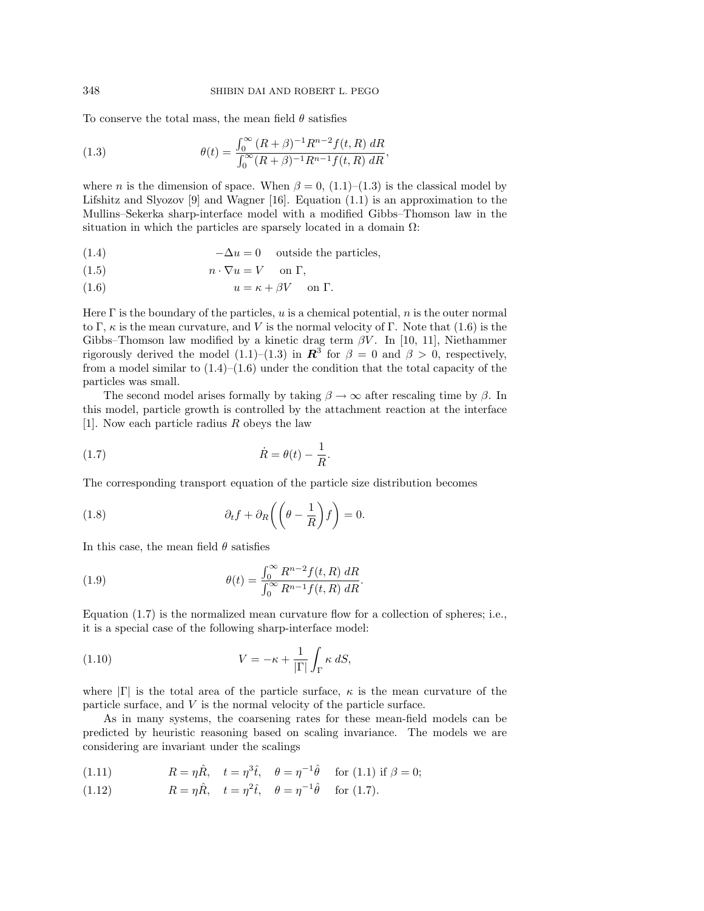To conserve the total mass, the mean field $\theta$ satisfies

$$\theta(t) = \frac{\int_0^\infty (R+\beta)^{-1} R^{n-2} f(t,R)\, dR}{\int_0^\infty (R+\beta)^{-1} R^{n-1} f(t,R)\, dR}, \tag{1.3}$$

where $n$ is the dimension of space. When $\beta = 0$, (1.1)–(1.3) is the classical model by Lifshitz and Slyozov [9] and Wagner [16]. Equation (1.1) is an approximation to the Mullins–Sekerka sharp-interface model with a modified Gibbs–Thomson law in the situation in which the particles are sparsely located in a domain $\Omega$:

$$-\Delta u = 0 \quad \text{outside the particles}, \tag{1.4}$$

$$n \cdot \nabla u = V \quad \text{on } \Gamma, \tag{1.5}$$

$$u = \kappa + \beta V \quad \text{on } \Gamma. \tag{1.6}$$

Here $\Gamma$ is the boundary of the particles, $u$ is a chemical potential, $n$ is the outer normal to $\Gamma$, $\kappa$ is the mean curvature, and $V$ is the normal velocity of $\Gamma$. Note that (1.6) is the Gibbs–Thomson law modified by a kinetic drag term $\beta V$. In [10, 11], Niethammer rigorously derived the model (1.1)–(1.3) in $\boldsymbol{R}^3$ for $\beta = 0$ and $\beta > 0$, respectively, from a model similar to (1.4)–(1.6) under the condition that the total capacity of the particles was small.

The second model arises formally by taking $\beta \to \infty$ after rescaling time by $\beta$. In this model, particle growth is controlled by the attachment reaction at the interface [1]. Now each particle radius $R$ obeys the law

$$\dot{R} = \theta(t) - \frac{1}{R}. \tag{1.7}$$

The corresponding transport equation of the particle size distribution becomes

$$\partial_t f + \partial_R \left( \left( \theta - \frac{1}{R} \right) f \right) = 0. \tag{1.8}$$

In this case, the mean field $\theta$ satisfies

$$\theta(t) = \frac{\int_0^\infty R^{n-2} f(t,R)\, dR}{\int_0^\infty R^{n-1} f(t,R)\, dR}. \tag{1.9}$$

Equation (1.7) is the normalized mean curvature flow for a collection of spheres; i.e., it is a special case of the following sharp-interface model:

$$V = -\kappa + \frac{1}{|\Gamma|} \int_\Gamma \kappa \, dS, \tag{1.10}$$

where $|\Gamma|$ is the total area of the particle surface, $\kappa$ is the mean curvature of the particle surface, and $V$ is the normal velocity of the particle surface.

As in many systems, the coarsening rates for these mean-field models can be predicted by heuristic reasoning based on scaling invariance. The models we are considering are invariant under the scalings

$$R = \eta \hat{R}, \quad t = \eta^3 \hat{t}, \quad \theta = \eta^{-1} \hat{\theta} \quad \text{for (1.1) if } \beta = 0; \tag{1.11}$$

$$R = \eta \hat{R}, \quad t = \eta^2 \hat{t}, \quad \theta = \eta^{-1} \hat{\theta} \quad \text{for (1.7)}. \tag{1.12}$$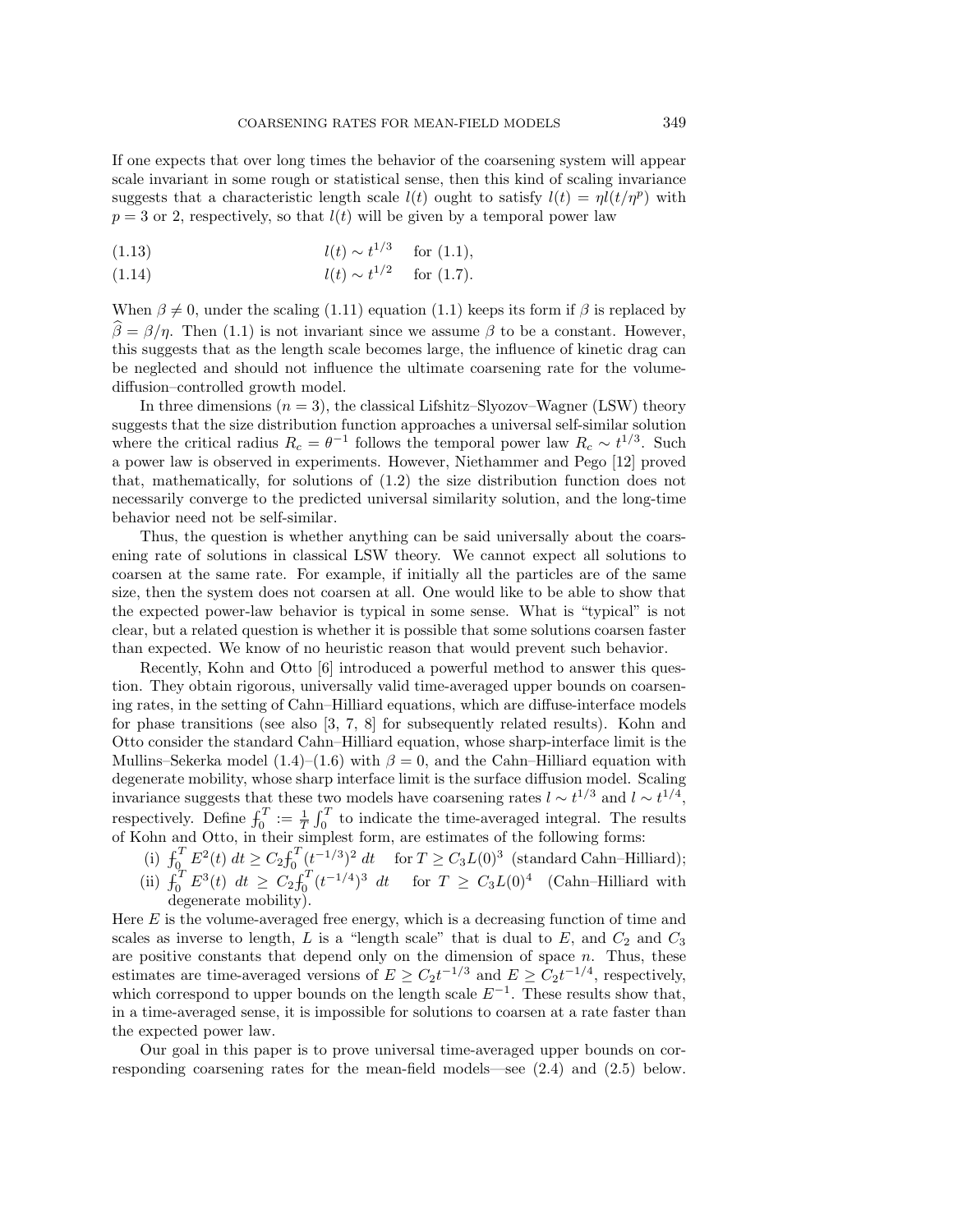If one expects that over long times the behavior of the coarsening system will appear scale invariant in some rough or statistical sense, then this kind of scaling invariance suggests that a characteristic length scale $l(t)$ ought to satisfy $l(t) = \eta l(t/\eta^p)$ with $p = 3$ or 2, respectively, so that $l(t)$ will be given by a temporal power law

$$l(t) \sim t^{1/3} \quad \text{for (1.1)}, \tag{1.13}$$

$$l(t) \sim t^{1/2} \quad \text{for (1.7)}. \tag{1.14}$$

When $\beta \neq 0$, under the scaling (1.11) equation (1.1) keeps its form if $\beta$ is replaced by $\widehat{\beta} = \beta/\eta$. Then (1.1) is not invariant since we assume $\beta$ to be a constant. However, this suggests that as the length scale becomes large, the influence of kinetic drag can be neglected and should not influence the ultimate coarsening rate for the volume-diffusion–controlled growth model.

In three dimensions ($n = 3$), the classical Lifshitz–Slyozov–Wagner (LSW) theory suggests that the size distribution function approaches a universal self-similar solution where the critical radius $R_c = \theta^{-1}$ follows the temporal power law $R_c \sim t^{1/3}$. Such a power law is observed in experiments. However, Niethammer and Pego [12] proved that, mathematically, for solutions of (1.2) the size distribution function does not necessarily converge to the predicted universal similarity solution, and the long-time behavior need not be self-similar.

Thus, the question is whether anything can be said universally about the coarsening rate of solutions in classical LSW theory. We cannot expect all solutions to coarsen at the same rate. For example, if initially all the particles are of the same size, then the system does not coarsen at all. One would like to be able to show that the expected power-law behavior is typical in some sense. What is "typical" is not clear, but a related question is whether it is possible that some solutions coarsen faster than expected. We know of no heuristic reason that would prevent such behavior.

Recently, Kohn and Otto [6] introduced a powerful method to answer this question. They obtain rigorous, universally valid time-averaged upper bounds on coarsening rates, in the setting of Cahn–Hilliard equations, which are diffuse-interface models for phase transitions (see also [3, 7, 8] for subsequently related results). Kohn and Otto consider the standard Cahn–Hilliard equation, whose sharp-interface limit is the Mullins–Sekerka model (1.4)–(1.6) with $\beta = 0$, and the Cahn–Hilliard equation with degenerate mobility, whose sharp interface limit is the surface diffusion model. Scaling invariance suggests that these two models have coarsening rates $l \sim t^{1/3}$ and $l \sim t^{1/4}$, respectively. Define $⨍_0^T := \frac{1}{T}\int_0^T$ to indicate the time-averaged integral. The results of Kohn and Otto, in their simplest form, are estimates of the following forms:

(i) $⨍_0^T E^2(t)\, dt \geq C_2 ⨍_0^T (t^{-1/3})^2\, dt$ for $T \geq C_3 L(0)^3$ (standard Cahn–Hilliard);

(ii) $⨍_0^T E^3(t)\, dt \geq C_2 ⨍_0^T (t^{-1/4})^3\, dt$ for $T \geq C_3 L(0)^4$ (Cahn–Hilliard with degenerate mobility).

Here $E$ is the volume-averaged free energy, which is a decreasing function of time and scales as inverse to length, $L$ is a "length scale" that is dual to $E$, and $C_2$ and $C_3$ are positive constants that depend only on the dimension of space $n$. Thus, these estimates are time-averaged versions of $E \geq C_2 t^{-1/3}$ and $E \geq C_2 t^{-1/4}$, respectively, which correspond to upper bounds on the length scale $E^{-1}$. These results show that, in a time-averaged sense, it is impossible for solutions to coarsen at a rate faster than the expected power law.

Our goal in this paper is to prove universal time-averaged upper bounds on corresponding coarsening rates for the mean-field models—see (2.4) and (2.5) below.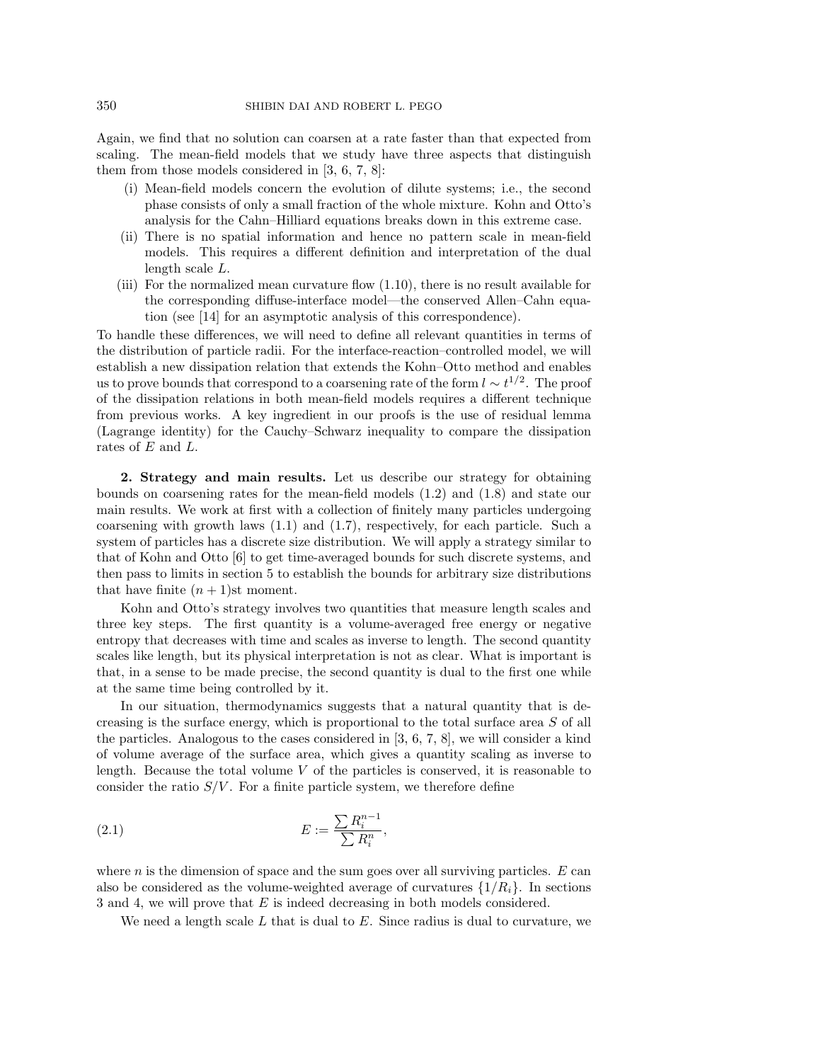Again, we find that no solution can coarsen at a rate faster than that expected from scaling. The mean-field models that we study have three aspects that distinguish them from those models considered in [3, 6, 7, 8]:

(i) Mean-field models concern the evolution of dilute systems; i.e., the second phase consists of only a small fraction of the whole mixture. Kohn and Otto's analysis for the Cahn–Hilliard equations breaks down in this extreme case.

(ii) There is no spatial information and hence no pattern scale in mean-field models. This requires a different definition and interpretation of the dual length scale $L$.

(iii) For the normalized mean curvature flow (1.10), there is no result available for the corresponding diffuse-interface model—the conserved Allen–Cahn equation (see [14] for an asymptotic analysis of this correspondence).

To handle these differences, we will need to define all relevant quantities in terms of the distribution of particle radii. For the interface-reaction–controlled model, we will establish a new dissipation relation that extends the Kohn–Otto method and enables us to prove bounds that correspond to a coarsening rate of the form $l \sim t^{1/2}$. The proof of the dissipation relations in both mean-field models requires a different technique from previous works. A key ingredient in our proofs is the use of residual lemma (Lagrange identity) for the Cauchy–Schwarz inequality to compare the dissipation rates of $E$ and $L$.

## 2. Strategy and main results.

Let us describe our strategy for obtaining bounds on coarsening rates for the mean-field models (1.2) and (1.8) and state our main results. We work at first with a collection of finitely many particles undergoing coarsening with growth laws (1.1) and (1.7), respectively, for each particle. Such a system of particles has a discrete size distribution. We will apply a strategy similar to that of Kohn and Otto [6] to get time-averaged bounds for such discrete systems, and then pass to limits in section 5 to establish the bounds for arbitrary size distributions that have finite $(n+1)$st moment.

Kohn and Otto's strategy involves two quantities that measure length scales and three key steps. The first quantity is a volume-averaged free energy or negative entropy that decreases with time and scales as inverse to length. The second quantity scales like length, but its physical interpretation is not as clear. What is important is that, in a sense to be made precise, the second quantity is dual to the first one while at the same time being controlled by it.

In our situation, thermodynamics suggests that a natural quantity that is decreasing is the surface energy, which is proportional to the total surface area $S$ of all the particles. Analogous to the cases considered in [3, 6, 7, 8], we will consider a kind of volume average of the surface area, which gives a quantity scaling as inverse to length. Because the total volume $V$ of the particles is conserved, it is reasonable to consider the ratio $S/V$. For a finite particle system, we therefore define

$$E := \frac{\sum R_i^{n-1}}{\sum R_i^n}, \tag{2.1}$$

where $n$ is the dimension of space and the sum goes over all surviving particles. $E$ can also be considered as the volume-weighted average of curvatures $\{1/R_i\}$. In sections 3 and 4, we will prove that $E$ is indeed decreasing in both models considered.

We need a length scale $L$ that is dual to $E$. Since radius is dual to curvature, we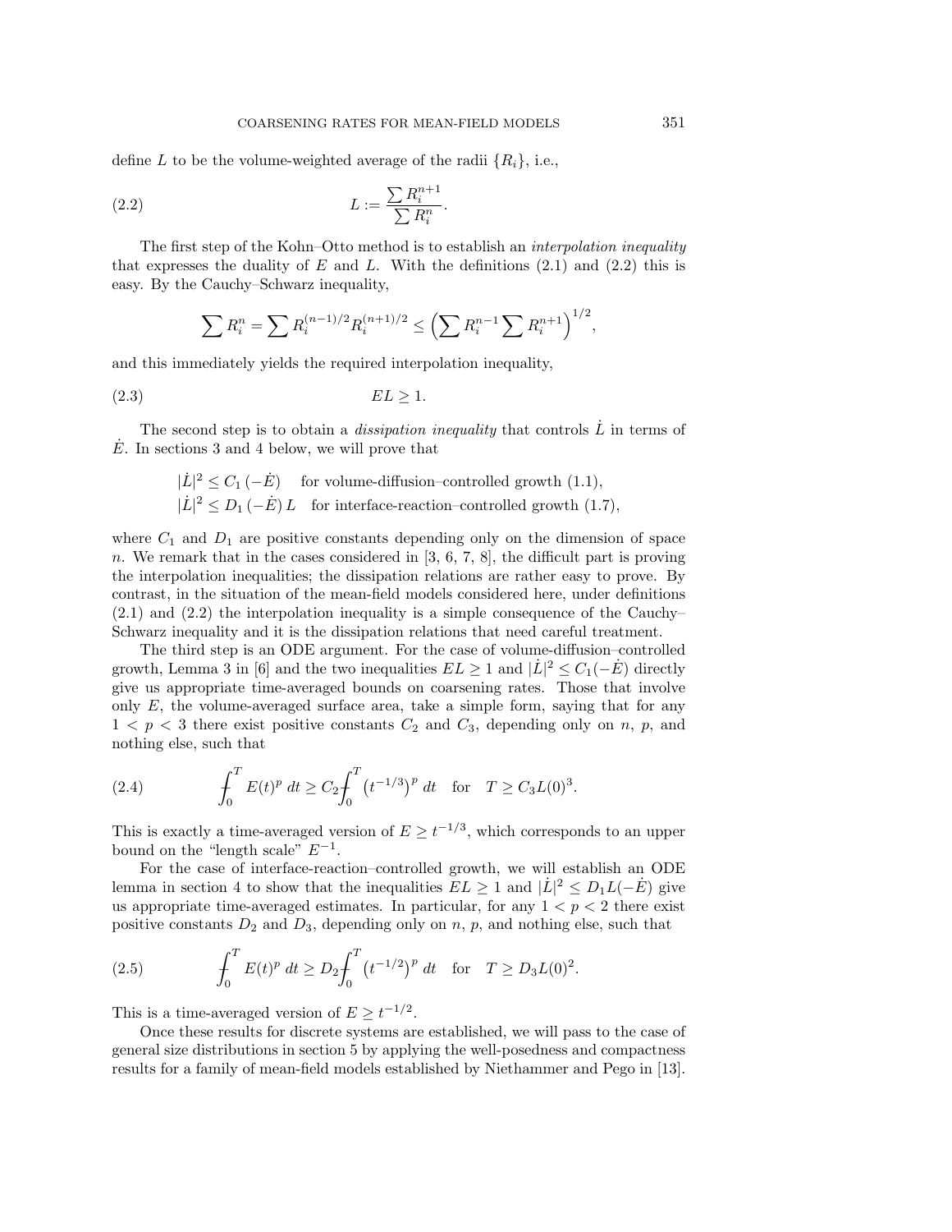define $L$ to be the volume-weighted average of the radii $\{R_i\}$, i.e.,

$$L := \frac{\sum R_i^{n+1}}{\sum R_i^n}. \tag{2.2}$$

The first step of the Kohn–Otto method is to establish an *interpolation inequality* that expresses the duality of $E$ and $L$. With the definitions (2.1) and (2.2) this is easy. By the Cauchy–Schwarz inequality,

$$\sum R_i^n = \sum R_i^{(n-1)/2} R_i^{(n+1)/2} \leq \left( \sum R_i^{n-1} \sum R_i^{n+1} \right)^{1/2},$$

and this immediately yields the required interpolation inequality,

$$EL \geq 1. \tag{2.3}$$

The second step is to obtain a *dissipation inequality* that controls $\dot{L}$ in terms of $\dot{E}$. In sections 3 and 4 below, we will prove that

$$|\dot{L}|^2 \leq C_1 \, (-\dot{E}) \quad \text{for volume-diffusion–controlled growth (1.1)},$$
$$|\dot{L}|^2 \leq D_1 \, (-\dot{E}) \, L \quad \text{for interface-reaction–controlled growth (1.7)},$$

where $C_1$ and $D_1$ are positive constants depending only on the dimension of space $n$. We remark that in the cases considered in [3, 6, 7, 8], the difficult part is proving the interpolation inequalities; the dissipation relations are rather easy to prove. By contrast, in the situation of the mean-field models considered here, under definitions (2.1) and (2.2) the interpolation inequality is a simple consequence of the Cauchy–Schwarz inequality and it is the dissipation relations that need careful treatment.

The third step is an ODE argument. For the case of volume-diffusion–controlled growth, Lemma 3 in [6] and the two inequalities $EL \geq 1$ and $|\dot{L}|^2 \leq C_1(-\dot{E})$ directly give us appropriate time-averaged bounds on coarsening rates. Those that involve only $E$, the volume-averaged surface area, take a simple form, saying that for any $1 < p < 3$ there exist positive constants $C_2$ and $C_3$, depending only on $n$, $p$, and nothing else, such that

$$⨍_0^T E(t)^p \, dt \geq C_2 ⨍_0^T \left(t^{-1/3}\right)^p \, dt \quad \text{for} \quad T \geq C_3 L(0)^3. \tag{2.4}$$

This is exactly a time-averaged version of $E \geq t^{-1/3}$, which corresponds to an upper bound on the "length scale" $E^{-1}$.

For the case of interface-reaction–controlled growth, we will establish an ODE lemma in section 4 to show that the inequalities $EL \geq 1$ and $|\dot{L}|^2 \leq D_1 L(-\dot{E})$ give us appropriate time-averaged estimates. In particular, for any $1 < p < 2$ there exist positive constants $D_2$ and $D_3$, depending only on $n$, $p$, and nothing else, such that

$$⨍_0^T E(t)^p \, dt \geq D_2 ⨍_0^T \left(t^{-1/2}\right)^p \, dt \quad \text{for} \quad T \geq D_3 L(0)^2. \tag{2.5}$$

This is a time-averaged version of $E \geq t^{-1/2}$.

Once these results for discrete systems are established, we will pass to the case of general size distributions in section 5 by applying the well-posedness and compactness results for a family of mean-field models established by Niethammer and Pego in [13].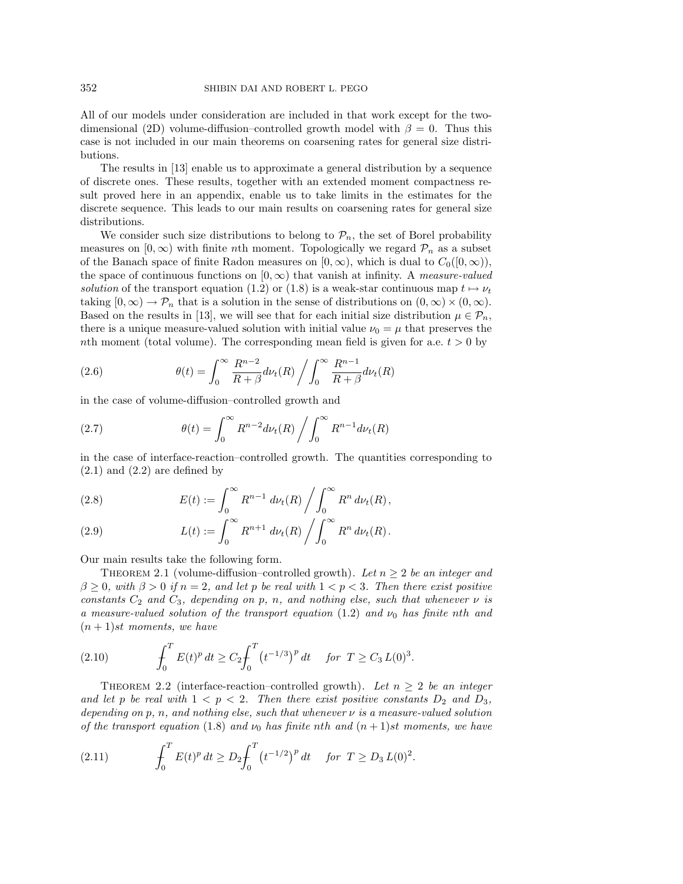All of our models under consideration are included in that work except for the two-dimensional (2D) volume-diffusion–controlled growth model with $\beta = 0$. Thus this case is not included in our main theorems on coarsening rates for general size distributions.

The results in [13] enable us to approximate a general distribution by a sequence of discrete ones. These results, together with an extended moment compactness result proved here in an appendix, enable us to take limits in the estimates for the discrete sequence. This leads to our main results on coarsening rates for general size distributions.

We consider such size distributions to belong to $\mathcal{P}_n$, the set of Borel probability measures on $[0, \infty)$ with finite $n$th moment. Topologically we regard $\mathcal{P}_n$ as a subset of the Banach space of finite Radon measures on $[0, \infty)$, which is dual to $C_0([0, \infty))$, the space of continuous functions on $[0, \infty)$ that vanish at infinity. A *measure-valued solution* of the transport equation (1.2) or (1.8) is a weak-star continuous map $t \mapsto \nu_t$ taking $[0, \infty) \to \mathcal{P}_n$ that is a solution in the sense of distributions on $(0, \infty) \times (0, \infty)$. Based on the results in [13], we will see that for each initial size distribution $\mu \in \mathcal{P}_n$, there is a unique measure-valued solution with initial value $\nu_0 = \mu$ that preserves the $n$th moment (total volume). The corresponding mean field is given for a.e. $t > 0$ by

$$\theta(t) = \int_0^\infty \frac{R^{n-2}}{R + \beta} d\nu_t(R) \Bigg/ \int_0^\infty \frac{R^{n-1}}{R + \beta} d\nu_t(R) \tag{2.6}$$

in the case of volume-diffusion–controlled growth and

$$\theta(t) = \int_0^\infty R^{n-2} d\nu_t(R) \Bigg/ \int_0^\infty R^{n-1} d\nu_t(R) \tag{2.7}$$

in the case of interface-reaction–controlled growth. The quantities corresponding to (2.1) and (2.2) are defined by

$$E(t) := \int_0^\infty R^{n-1}\, d\nu_t(R) \Bigg/ \int_0^\infty R^n\, d\nu_t(R), \tag{2.8}$$

$$L(t) := \int_0^\infty R^{n+1}\, d\nu_t(R) \Bigg/ \int_0^\infty R^n\, d\nu_t(R). \tag{2.9}$$

Our main results take the following form.

Theorem 2.1 (volume-diffusion–controlled growth). *Let $n \geq 2$ be an integer and $\beta \geq 0$, with $\beta > 0$ if $n = 2$, and let $p$ be real with $1 < p < 3$. Then there exist positive constants $C_2$ and $C_3$, depending on $p$, $n$, and nothing else, such that whenever $\nu$ is a measure-valued solution of the transport equation (1.2) and $\nu_0$ has finite $n$th and $(n+1)$st moments, we have*

$$⨍_0^T E(t)^p\, dt \geq C_2 ⨍_0^T \left(t^{-1/3}\right)^p dt \quad \text{for } T \geq C_3\, L(0)^3. \tag{2.10}$$

Theorem 2.2 (interface-reaction–controlled growth). *Let $n \geq 2$ be an integer and let $p$ be real with $1 < p < 2$. Then there exist positive constants $D_2$ and $D_3$, depending on $p$, $n$, and nothing else, such that whenever $\nu$ is a measure-valued solution of the transport equation (1.8) and $\nu_0$ has finite $n$th and $(n+1)$st moments, we have*

$$⨍_0^T E(t)^p\, dt \geq D_2 ⨍_0^T \left(t^{-1/2}\right)^p dt \quad \text{for } T \geq D_3\, L(0)^2. \tag{2.11}$$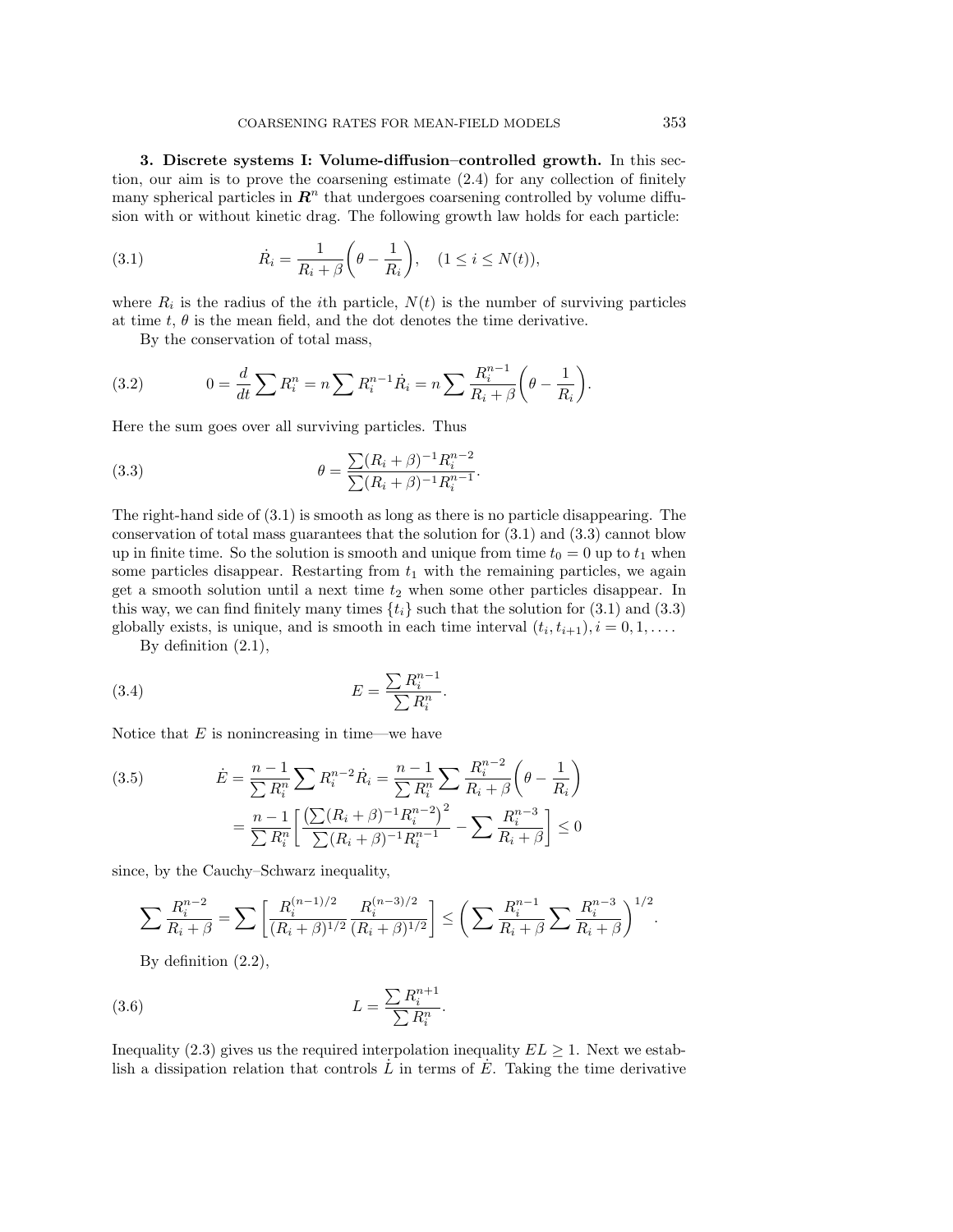**3. Discrete systems I: Volume-diffusion–controlled growth.** In this section, our aim is to prove the coarsening estimate (2.4) for any collection of finitely many spherical particles in $\boldsymbol{R}^n$ that undergoes coarsening controlled by volume diffusion with or without kinetic drag. The following growth law holds for each particle:

$$\dot{R}_i = \frac{1}{R_i + \beta}\left(\theta - \frac{1}{R_i}\right), \quad (1 \le i \le N(t)), \tag{3.1}$$

where $R_i$ is the radius of the $i$th particle, $N(t)$ is the number of surviving particles at time $t$, $\theta$ is the mean field, and the dot denotes the time derivative.

By the conservation of total mass,

$$0 = \frac{d}{dt}\sum R_i^n = n\sum R_i^{n-1}\dot{R}_i = n\sum \frac{R_i^{n-1}}{R_i+\beta}\left(\theta - \frac{1}{R_i}\right). \tag{3.2}$$

Here the sum goes over all surviving particles. Thus

$$\theta = \frac{\sum (R_i+\beta)^{-1}R_i^{n-2}}{\sum (R_i+\beta)^{-1}R_i^{n-1}}. \tag{3.3}$$

The right-hand side of (3.1) is smooth as long as there is no particle disappearing. The conservation of total mass guarantees that the solution for (3.1) and (3.3) cannot blow up in finite time. So the solution is smooth and unique from time $t_0 = 0$ up to $t_1$ when some particles disappear. Restarting from $t_1$ with the remaining particles, we again get a smooth solution until a next time $t_2$ when some other particles disappear. In this way, we can find finitely many times $\{t_i\}$ such that the solution for (3.1) and (3.3) globally exists, is unique, and is smooth in each time interval $(t_i, t_{i+1}), i = 0, 1, \ldots$.

By definition (2.1),

$$E = \frac{\sum R_i^{n-1}}{\sum R_i^n}. \tag{3.4}$$

Notice that $E$ is nonincreasing in time—we have

$$\begin{aligned}\dot{E} &= \frac{n-1}{\sum R_i^n}\sum R_i^{n-2}\dot{R}_i = \frac{n-1}{\sum R_i^n}\sum \frac{R_i^{n-2}}{R_i+\beta}\left(\theta - \frac{1}{R_i}\right) \\ &= \frac{n-1}{\sum R_i^n}\left[\frac{\left(\sum (R_i+\beta)^{-1}R_i^{n-2}\right)^2}{\sum (R_i+\beta)^{-1}R_i^{n-1}} - \sum \frac{R_i^{n-3}}{R_i+\beta}\right] \le 0\end{aligned} \tag{3.5}$$

since, by the Cauchy–Schwarz inequality,

$$\sum \frac{R_i^{n-2}}{R_i+\beta} = \sum \left[\frac{R_i^{(n-1)/2}}{(R_i+\beta)^{1/2}}\frac{R_i^{(n-3)/2}}{(R_i+\beta)^{1/2}}\right] \le \left(\sum \frac{R_i^{n-1}}{R_i+\beta}\sum \frac{R_i^{n-3}}{R_i+\beta}\right)^{1/2}.$$

By definition (2.2),

$$L = \frac{\sum R_i^{n+1}}{\sum R_i^n}. \tag{3.6}$$

Inequality (2.3) gives us the required interpolation inequality $EL \ge 1$. Next we establish a dissipation relation that controls $\dot{L}$ in terms of $\dot{E}$. Taking the time derivative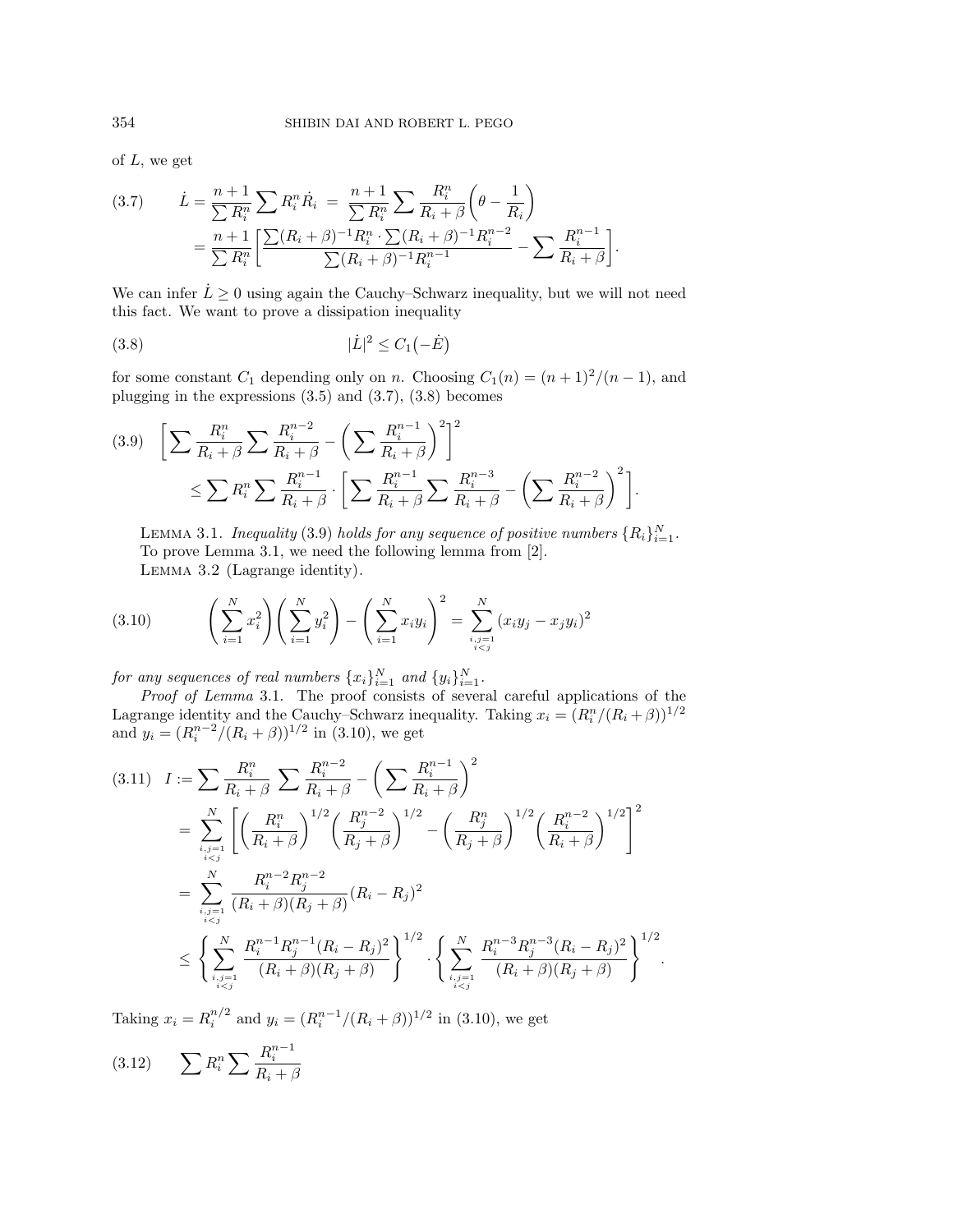of $L$, we get

$$
\begin{aligned}
\dot{L} &= \frac{n+1}{\sum R_i^n} \sum R_i^n \dot{R}_i \;=\; \frac{n+1}{\sum R_i^n} \sum \frac{R_i^n}{R_i+\beta}\left(\theta - \frac{1}{R_i}\right) \\
&= \frac{n+1}{\sum R_i^n}\left[\frac{\sum (R_i+\beta)^{-1} R_i^n \cdot \sum (R_i+\beta)^{-1} R_i^{n-2}}{\sum (R_i+\beta)^{-1} R_i^{n-1}} - \sum \frac{R_i^{n-1}}{R_i+\beta}\right].
\end{aligned} \tag{3.7}
$$

We can infer $\dot{L} \geq 0$ using again the Cauchy–Schwarz inequality, but we will not need this fact. We want to prove a dissipation inequality

$$
|\dot{L}|^2 \leq C_1\big(-\dot{E}\big) \tag{3.8}
$$

for some constant $C_1$ depending only on $n$. Choosing $C_1(n) = (n+1)^2/(n-1)$, and plugging in the expressions (3.5) and (3.7), (3.8) becomes

$$
\begin{aligned}
&\left[\sum \frac{R_i^n}{R_i+\beta} \sum \frac{R_i^{n-2}}{R_i+\beta} - \left(\sum \frac{R_i^{n-1}}{R_i+\beta}\right)^2\right]^2 \\
&\qquad \leq \sum R_i^n \sum \frac{R_i^{n-1}}{R_i+\beta} \cdot \left[\sum \frac{R_i^{n-1}}{R_i+\beta} \sum \frac{R_i^{n-3}}{R_i+\beta} - \left(\sum \frac{R_i^{n-2}}{R_i+\beta}\right)^2\right].
\end{aligned} \tag{3.9}
$$

LEMMA 3.1. *Inequality* (3.9) *holds for any sequence of positive numbers* $\{R_i\}_{i=1}^N$.

To prove Lemma 3.1, we need the following lemma from [2].

LEMMA 3.2 (Lagrange identity).

$$
\left(\sum_{i=1}^N x_i^2\right)\left(\sum_{i=1}^N y_i^2\right) - \left(\sum_{i=1}^N x_i y_i\right)^2 = \sum_{\substack{i,j=1 \\ i<j}}^N (x_i y_j - x_j y_i)^2 \tag{3.10}
$$

*for any sequences of real numbers* $\{x_i\}_{i=1}^N$ *and* $\{y_i\}_{i=1}^N$.

*Proof of Lemma* 3.1. The proof consists of several careful applications of the Lagrange identity and the Cauchy–Schwarz inequality. Taking $x_i = (R_i^n/(R_i+\beta))^{1/2}$ and $y_i = (R_i^{n-2}/(R_i+\beta))^{1/2}$ in (3.10), we get

$$
\begin{aligned}
I &:= \sum \frac{R_i^n}{R_i+\beta} \; \sum \frac{R_i^{n-2}}{R_i+\beta} - \left(\sum \frac{R_i^{n-1}}{R_i+\beta}\right)^2 \\
&= \sum_{\substack{i,j=1 \\ i<j}}^N \left[\left(\frac{R_i^n}{R_i+\beta}\right)^{1/2}\left(\frac{R_j^{n-2}}{R_j+\beta}\right)^{1/2} - \left(\frac{R_j^n}{R_j+\beta}\right)^{1/2}\left(\frac{R_i^{n-2}}{R_i+\beta}\right)^{1/2}\right]^2 \\
&= \sum_{\substack{i,j=1 \\ i<j}}^N \frac{R_i^{n-2}R_j^{n-2}}{(R_i+\beta)(R_j+\beta)}(R_i - R_j)^2 \\
&\leq \left\{\sum_{\substack{i,j=1 \\ i<j}}^N \frac{R_i^{n-1}R_j^{n-1}(R_i-R_j)^2}{(R_i+\beta)(R_j+\beta)}\right\}^{1/2} \cdot \left\{\sum_{\substack{i,j=1 \\ i<j}}^N \frac{R_i^{n-3}R_j^{n-3}(R_i-R_j)^2}{(R_i+\beta)(R_j+\beta)}\right\}^{1/2}.
\end{aligned} \tag{3.11}
$$

Taking $x_i = R_i^{n/2}$ and $y_i = (R_i^{n-1}/(R_i+\beta))^{1/2}$ in (3.10), we get

$$
\sum R_i^n \sum \frac{R_i^{n-1}}{R_i+\beta} \tag{3.12}
$$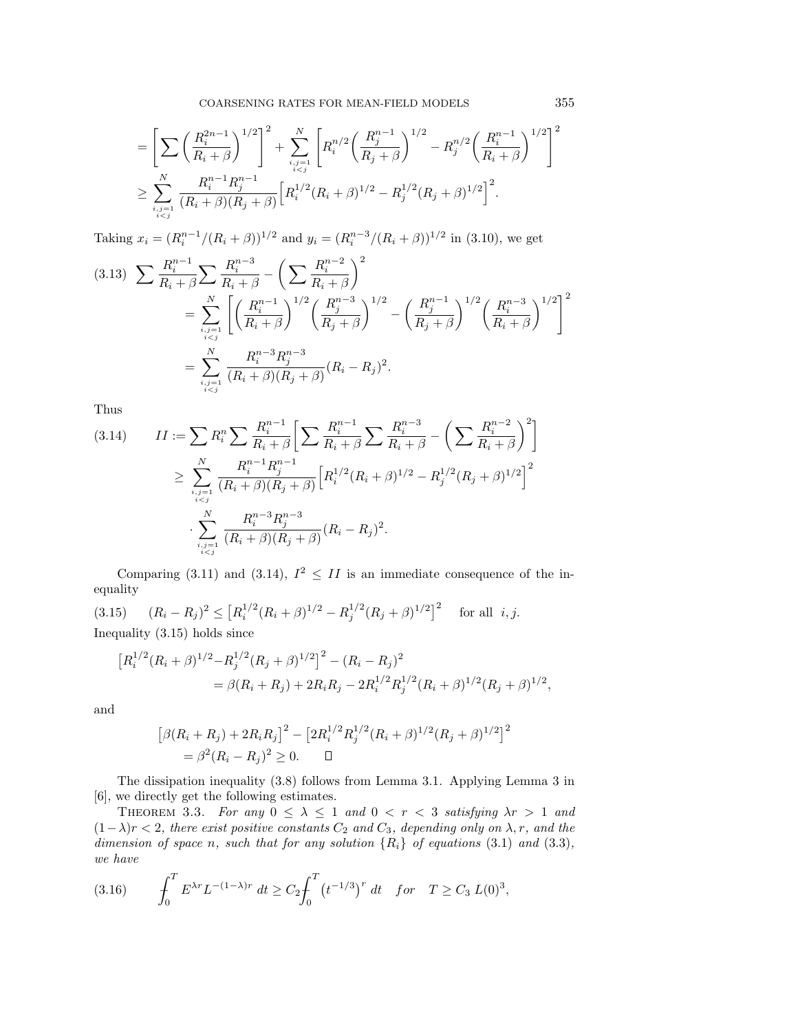$$
= \left[ \sum \left( \frac{R_i^{2n-1}}{R_i+\beta} \right)^{1/2} \right]^2 + \sum_{\substack{i,j=1 \\ i<j}}^{N} \left[ R_i^{n/2} \left( \frac{R_j^{n-1}}{R_j+\beta} \right)^{1/2} - R_j^{n/2} \left( \frac{R_i^{n-1}}{R_i+\beta} \right)^{1/2} \right]^2
$$

$$
\geq \sum_{\substack{i,j=1 \\ i<j}}^{N} \frac{R_i^{n-1} R_j^{n-1}}{(R_i+\beta)(R_j+\beta)} \Big[ R_i^{1/2}(R_i+\beta)^{1/2} - R_j^{1/2}(R_j+\beta)^{1/2} \Big]^2.
$$

Taking $x_i = (R_i^{n-1}/(R_i+\beta))^{1/2}$ and $y_i = (R_i^{n-3}/(R_i+\beta))^{1/2}$ in (3.10), we get

$$
\begin{aligned}
(3.13)\quad \sum \frac{R_i^{n-1}}{R_i+\beta} \sum \frac{R_i^{n-3}}{R_i+\beta} - \left( \sum \frac{R_i^{n-2}}{R_i+\beta} \right)^2
&= \sum_{\substack{i,j=1 \\ i<j}}^{N} \left[ \left( \frac{R_i^{n-1}}{R_i+\beta} \right)^{1/2} \left( \frac{R_j^{n-3}}{R_j+\beta} \right)^{1/2} - \left( \frac{R_j^{n-1}}{R_j+\beta} \right)^{1/2} \left( \frac{R_i^{n-3}}{R_i+\beta} \right)^{1/2} \right]^2 \\
&= \sum_{\substack{i,j=1 \\ i<j}}^{N} \frac{R_i^{n-3} R_j^{n-3}}{(R_i+\beta)(R_j+\beta)} (R_i - R_j)^2.
\end{aligned}
$$

Thus

$$
\begin{aligned}
(3.14)\qquad II &:= \sum R_i^n \sum \frac{R_i^{n-1}}{R_i+\beta} \left[ \sum \frac{R_i^{n-1}}{R_i+\beta} \sum \frac{R_i^{n-3}}{R_i+\beta} - \left( \sum \frac{R_i^{n-2}}{R_i+\beta} \right)^2 \right] \\
&\geq \sum_{\substack{i,j=1 \\ i<j}}^{N} \frac{R_i^{n-1} R_j^{n-1}}{(R_i+\beta)(R_j+\beta)} \Big[ R_i^{1/2}(R_i+\beta)^{1/2} - R_j^{1/2}(R_j+\beta)^{1/2} \Big]^2 \\
&\quad \cdot \sum_{\substack{i,j=1 \\ i<j}}^{N} \frac{R_i^{n-3} R_j^{n-3}}{(R_i+\beta)(R_j+\beta)} (R_i - R_j)^2.
\end{aligned}
$$

Comparing (3.11) and (3.14), $I^2 \leq II$ is an immediate consequence of the inequality

$$
(3.15)\qquad (R_i - R_j)^2 \leq \big[ R_i^{1/2}(R_i+\beta)^{1/2} - R_j^{1/2}(R_j+\beta)^{1/2} \big]^2 \quad \text{for all } \ i, j.
$$

Inequality (3.15) holds since

$$
\begin{aligned}
\big[ R_i^{1/2}(R_i+\beta)^{1/2} - R_j^{1/2}(R_j+\beta)^{1/2} \big]^2 - (R_i - R_j)^2 \\
= \beta(R_i + R_j) + 2R_iR_j - 2R_i^{1/2}R_j^{1/2}(R_i+\beta)^{1/2}(R_j+\beta)^{1/2},
\end{aligned}
$$

and

$$
\begin{aligned}
\big[ \beta(R_i+R_j) + 2R_iR_j \big]^2 - \big[ 2R_i^{1/2}R_j^{1/2}(R_i+\beta)^{1/2}(R_j+\beta)^{1/2} \big]^2 \\
= \beta^2 (R_i - R_j)^2 \geq 0. \qquad \square
\end{aligned}
$$

The dissipation inequality (3.8) follows from Lemma 3.1. Applying Lemma 3 in [6], we directly get the following estimates.

Theorem 3.3. *For any $0 \leq \lambda \leq 1$ and $0 < r < 3$ satisfying $\lambda r > 1$ and $(1-\lambda)r < 2$, there exist positive constants $C_2$ and $C_3$, depending only on $\lambda, r$, and the dimension of space $n$, such that for any solution $\{R_i\}$ of equations* (3.1) *and* (3.3), *we have*

$$
(3.16)\qquad \frac{1}{T}\int_0^T E^{\lambda r} L^{-(1-\lambda)r} \, dt \geq C_2 \frac{1}{T}\int_0^T \left( t^{-1/3} \right)^r dt \quad \textit{for} \quad T \geq C_3 \, L(0)^3,
$$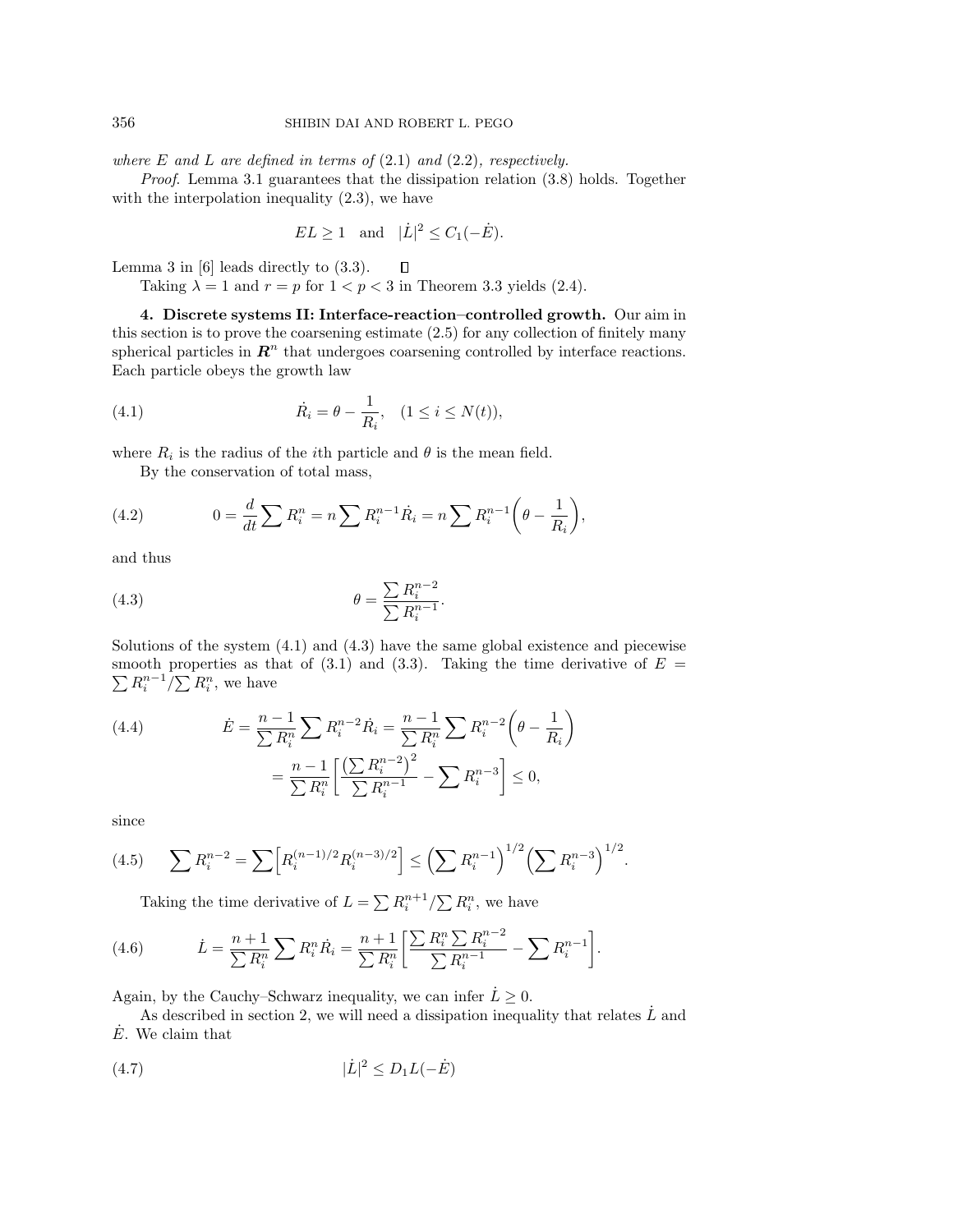*where $E$ and $L$ are defined in terms of* (2.1) *and* (2.2)*, respectively.*

*Proof.* Lemma 3.1 guarantees that the dissipation relation (3.8) holds. Together with the interpolation inequality (2.3), we have

$$EL \geq 1 \quad \text{and} \quad |\dot{L}|^2 \leq C_1(-\dot{E}).$$

Lemma 3 in [6] leads directly to (3.3). $\square$

Taking $\lambda = 1$ and $r = p$ for $1 < p < 3$ in Theorem 3.3 yields (2.4).

**4. Discrete systems II: Interface-reaction–controlled growth.** Our aim in this section is to prove the coarsening estimate (2.5) for any collection of finitely many spherical particles in $\boldsymbol{R}^n$ that undergoes coarsening controlled by interface reactions. Each particle obeys the growth law

$$\dot{R}_i = \theta - \frac{1}{R_i}, \quad (1 \leq i \leq N(t)), \tag{4.1}$$

where $R_i$ is the radius of the $i$th particle and $\theta$ is the mean field.

By the conservation of total mass,

$$0 = \frac{d}{dt}\sum R_i^n = n\sum R_i^{n-1}\dot{R}_i = n\sum R_i^{n-1}\left(\theta - \frac{1}{R_i}\right), \tag{4.2}$$

and thus

$$\theta = \frac{\sum R_i^{n-2}}{\sum R_i^{n-1}}. \tag{4.3}$$

Solutions of the system (4.1) and (4.3) have the same global existence and piecewise smooth properties as that of (3.1) and (3.3). Taking the time derivative of $E = \sum R_i^{n-1}/\sum R_i^n$, we have

$$\begin{aligned}\dot{E} &= \frac{n-1}{\sum R_i^n}\sum R_i^{n-2}\dot{R}_i = \frac{n-1}{\sum R_i^n}\sum R_i^{n-2}\left(\theta - \frac{1}{R_i}\right) \\ &= \frac{n-1}{\sum R_i^n}\left[\frac{\left(\sum R_i^{n-2}\right)^2}{\sum R_i^{n-1}} - \sum R_i^{n-3}\right] \leq 0,\end{aligned} \tag{4.4}$$

since

$$\sum R_i^{n-2} = \sum\left[R_i^{(n-1)/2}R_i^{(n-3)/2}\right] \leq \left(\sum R_i^{n-1}\right)^{1/2}\left(\sum R_i^{n-3}\right)^{1/2}. \tag{4.5}$$

Taking the time derivative of $L = \sum R_i^{n+1}/\sum R_i^n$, we have

$$\dot{L} = \frac{n+1}{\sum R_i^n}\sum R_i^n\dot{R}_i = \frac{n+1}{\sum R_i^n}\left[\frac{\sum R_i^n \sum R_i^{n-2}}{\sum R_i^{n-1}} - \sum R_i^{n-1}\right]. \tag{4.6}$$

Again, by the Cauchy–Schwarz inequality, we can infer $\dot{L} \geq 0$.

As described in section 2, we will need a dissipation inequality that relates $\dot{L}$ and $\dot{E}$. We claim that

$$|\dot{L}|^2 \leq D_1 L(-\dot{E}) \tag{4.7}$$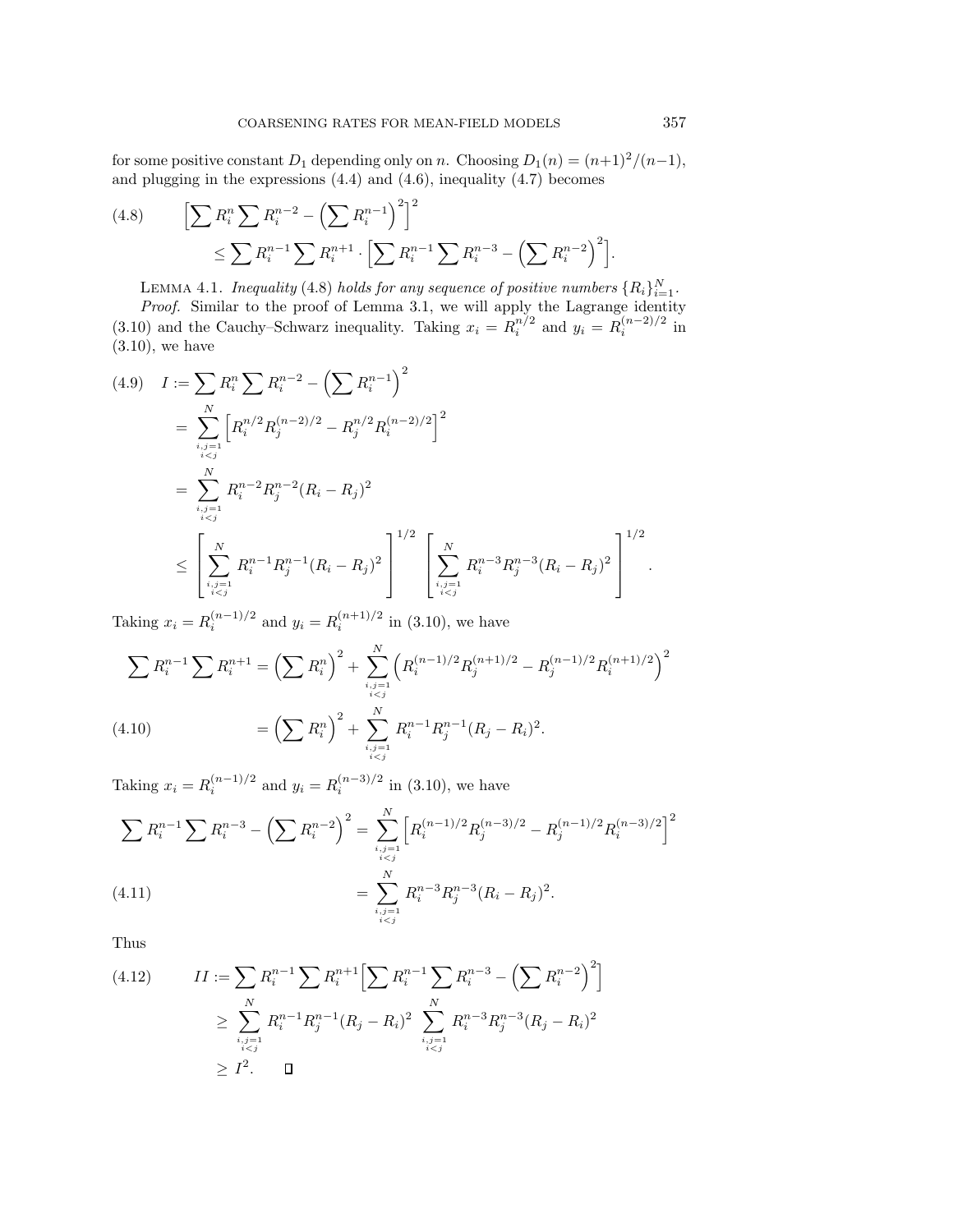for some positive constant $D_1$ depending only on $n$. Choosing $D_1(n) = (n+1)^2/(n-1)$, and plugging in the expressions (4.4) and (4.6), inequality (4.7) becomes

$$
\begin{aligned}
(4.8) \qquad & \Big[\sum R_i^n \sum R_i^{n-2} - \Big(\sum R_i^{n-1}\Big)^2\Big]^2 \\
& \qquad \leq \sum R_i^{n-1} \sum R_i^{n+1} \cdot \Big[\sum R_i^{n-1} \sum R_i^{n-3} - \Big(\sum R_i^{n-2}\Big)^2\Big].
\end{aligned}
$$

LEMMA 4.1. *Inequality* (4.8) *holds for any sequence of positive numbers* $\{R_i\}_{i=1}^N$.

*Proof.* Similar to the proof of Lemma 3.1, we will apply the Lagrange identity (3.10) and the Cauchy–Schwarz inequality. Taking $x_i = R_i^{n/2}$ and $y_i = R_i^{(n-2)/2}$ in (3.10), we have

$$
\begin{aligned}
(4.9) \quad I &:= \sum R_i^n \sum R_i^{n-2} - \Big(\sum R_i^{n-1}\Big)^2 \\
&= \sum_{\substack{i,j=1 \\ i<j}}^N \Big[R_i^{n/2} R_j^{(n-2)/2} - R_j^{n/2} R_i^{(n-2)/2}\Big]^2 \\
&= \sum_{\substack{i,j=1 \\ i<j}}^N R_i^{n-2} R_j^{n-2} (R_i - R_j)^2 \\
&\leq \left[\sum_{\substack{i,j=1 \\ i<j}}^N R_i^{n-1} R_j^{n-1} (R_i - R_j)^2\right]^{1/2} \left[\sum_{\substack{i,j=1 \\ i<j}}^N R_i^{n-3} R_j^{n-3} (R_i - R_j)^2\right]^{1/2}.
\end{aligned}
$$

Taking $x_i = R_i^{(n-1)/2}$ and $y_i = R_i^{(n+1)/2}$ in (3.10), we have

$$
\begin{aligned}
\sum R_i^{n-1} \sum R_i^{n+1} &= \Big(\sum R_i^n\Big)^2 + \sum_{\substack{i,j=1 \\ i<j}}^N \Big(R_i^{(n-1)/2} R_j^{(n+1)/2} - R_j^{(n-1)/2} R_i^{(n+1)/2}\Big)^2 \\
(4.10) \qquad &= \Big(\sum R_i^n\Big)^2 + \sum_{\substack{i,j=1 \\ i<j}}^N R_i^{n-1} R_j^{n-1} (R_j - R_i)^2.
\end{aligned}
$$

Taking $x_i = R_i^{(n-1)/2}$ and $y_i = R_i^{(n-3)/2}$ in (3.10), we have

$$
\begin{aligned}
\sum R_i^{n-1} \sum R_i^{n-3} - \Big(\sum R_i^{n-2}\Big)^2 &= \sum_{\substack{i,j=1 \\ i<j}}^N \Big[R_i^{(n-1)/2} R_j^{(n-3)/2} - R_j^{(n-1)/2} R_i^{(n-3)/2}\Big]^2 \\
(4.11) \qquad &= \sum_{\substack{i,j=1 \\ i<j}}^N R_i^{n-3} R_j^{n-3} (R_i - R_j)^2.
\end{aligned}
$$

Thus

$$
\begin{aligned}
(4.12) \qquad II &:= \sum R_i^{n-1} \sum R_i^{n+1} \Big[\sum R_i^{n-1} \sum R_i^{n-3} - \Big(\sum R_i^{n-2}\Big)^2\Big] \\
&\geq \sum_{\substack{i,j=1 \\ i<j}}^N R_i^{n-1} R_j^{n-1} (R_j - R_i)^2 \sum_{\substack{i,j=1 \\ i<j}}^N R_i^{n-3} R_j^{n-3} (R_j - R_i)^2 \\
&\geq I^2. \qquad \square
\end{aligned}
$$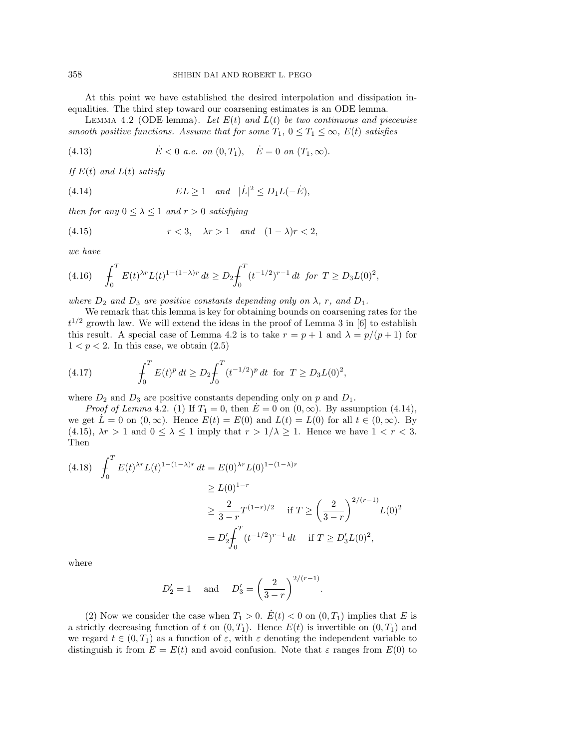At this point we have established the desired interpolation and dissipation inequalities. The third step toward our coarsening estimates is an ODE lemma.

LEMMA 4.2 (ODE lemma). *Let $E(t)$ and $L(t)$ be two continuous and piecewise smooth positive functions. Assume that for some $T_1$, $0 \le T_1 \le \infty$, $E(t)$ satisfies*

$$\dot{E} < 0 \text{ a.e. on } (0, T_1), \quad \dot{E} = 0 \text{ on } (T_1, \infty). \tag{4.13}$$

*If $E(t)$ and $L(t)$ satisfy*

$$EL \ge 1 \quad \text{and} \quad |\dot{L}|^2 \le D_1 L(-\dot{E}), \tag{4.14}$$

*then for any $0 \le \lambda \le 1$ and $r > 0$ satisfying*

$$r < 3, \quad \lambda r > 1 \quad \text{and} \quad (1-\lambda)r < 2, \tag{4.15}$$

*we have*

$$\fint_0^T E(t)^{\lambda r} L(t)^{1-(1-\lambda)r}\, dt \ge D_2 \fint_0^T (t^{-1/2})^{r-1}\, dt \;\text{ for }\; T \ge D_3 L(0)^2, \tag{4.16}$$

*where $D_2$ and $D_3$ are positive constants depending only on $\lambda$, $r$, and $D_1$.*

We remark that this lemma is key for obtaining bounds on coarsening rates for the $t^{1/2}$ growth law. We will extend the ideas in the proof of Lemma 3 in [6] to establish this result. A special case of Lemma 4.2 is to take $r = p+1$ and $\lambda = p/(p+1)$ for $1 < p < 2$. In this case, we obtain (2.5)

$$\fint_0^T E(t)^p\, dt \ge D_2 \fint_0^T (t^{-1/2})^p\, dt \;\text{ for }\; T \ge D_3 L(0)^2, \tag{4.17}$$

where $D_2$ and $D_3$ are positive constants depending only on $p$ and $D_1$.

*Proof of Lemma* 4.2. (1) If $T_1 = 0$, then $\dot{E} = 0$ on $(0, \infty)$. By assumption (4.14), we get $\dot{L} = 0$ on $(0, \infty)$. Hence $E(t) = E(0)$ and $L(t) = L(0)$ for all $t \in (0, \infty)$. By (4.15), $\lambda r > 1$ and $0 \le \lambda \le 1$ imply that $r > 1/\lambda \ge 1$. Hence we have $1 < r < 3$. Then

$$\begin{aligned}
\fint_0^T E(t)^{\lambda r} L(t)^{1-(1-\lambda)r}\, dt &= E(0)^{\lambda r} L(0)^{1-(1-\lambda)r} \\
&\ge L(0)^{1-r} \\
&\ge \frac{2}{3-r} T^{(1-r)/2} \quad \text{ if } T \ge \left(\frac{2}{3-r}\right)^{2/(r-1)} L(0)^2 \\
&= D_2' \fint_0^T (t^{-1/2})^{r-1}\, dt \quad \text{ if } T \ge D_3' L(0)^2,
\end{aligned} \tag{4.18}$$

where

$$D_2' = 1 \quad \text{and} \quad D_3' = \left(\frac{2}{3-r}\right)^{2/(r-1)}.$$

(2) Now we consider the case when $T_1 > 0$. $\dot{E}(t) < 0$ on $(0, T_1)$ implies that $E$ is a strictly decreasing function of $t$ on $(0, T_1)$. Hence $E(t)$ is invertible on $(0, T_1)$ and we regard $t \in (0, T_1)$ as a function of $\varepsilon$, with $\varepsilon$ denoting the independent variable to distinguish it from $E = E(t)$ and avoid confusion. Note that $\varepsilon$ ranges from $E(0)$ to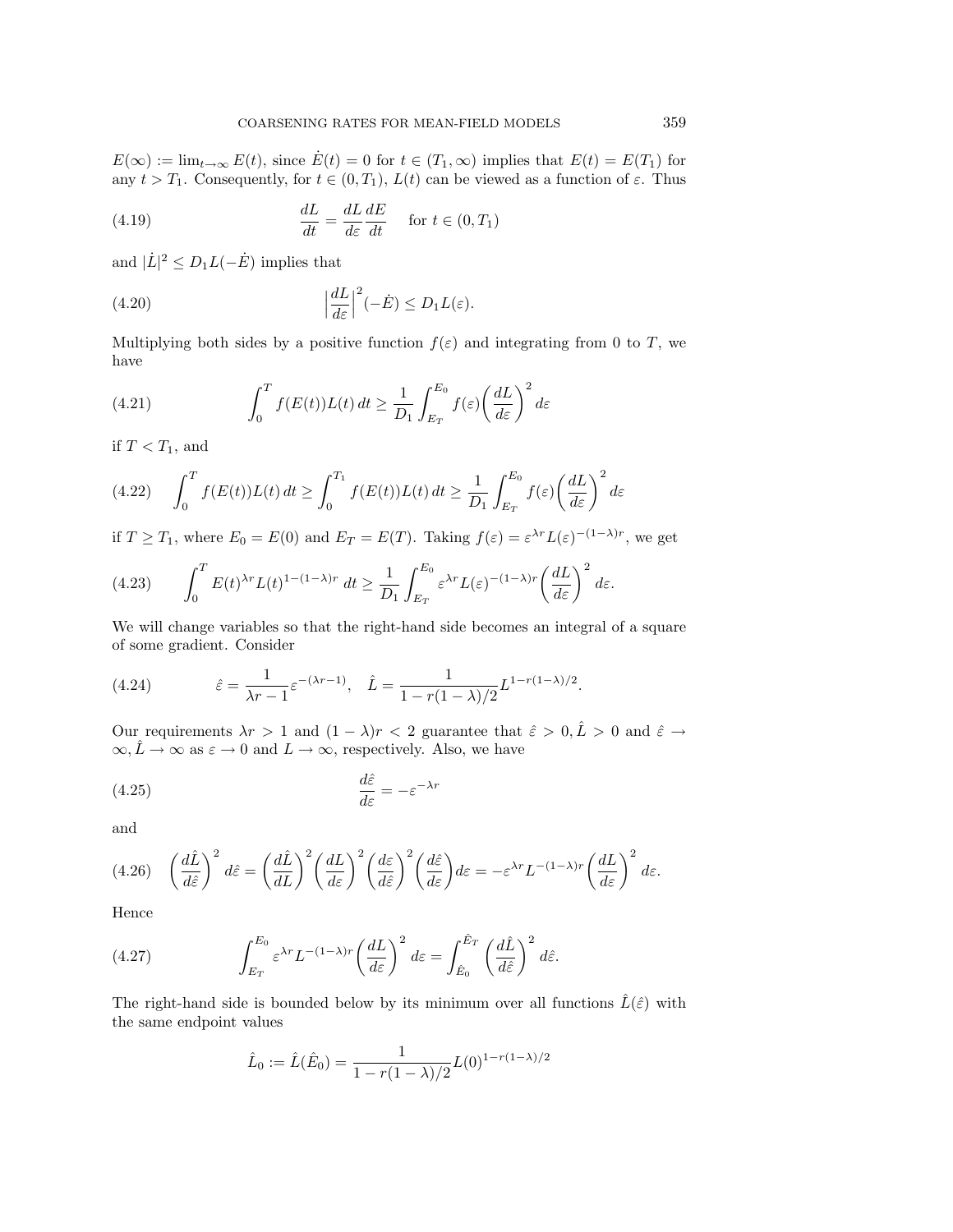$E(\infty) := \lim_{t\to\infty} E(t)$, since $\dot{E}(t) = 0$ for $t \in (T_1, \infty)$ implies that $E(t) = E(T_1)$ for any $t > T_1$. Consequently, for $t \in (0, T_1)$, $L(t)$ can be viewed as a function of $\varepsilon$. Thus

$$\frac{dL}{dt} = \frac{dL}{d\varepsilon}\frac{dE}{dt} \quad \text{for } t \in (0, T_1) \tag{4.19}$$

and $|\dot{L}|^2 \le D_1 L(-\dot{E})$ implies that

$$\Big|\frac{dL}{d\varepsilon}\Big|^2 (-\dot{E}) \le D_1 L(\varepsilon). \tag{4.20}$$

Multiplying both sides by a positive function $f(\varepsilon)$ and integrating from 0 to $T$, we have

$$\int_0^T f(E(t))L(t)\,dt \ge \frac{1}{D_1}\int_{E_T}^{E_0} f(\varepsilon)\bigg(\frac{dL}{d\varepsilon}\bigg)^2 d\varepsilon \tag{4.21}$$

if $T < T_1$, and

$$\int_0^T f(E(t))L(t)\,dt \ge \int_0^{T_1} f(E(t))L(t)\,dt \ge \frac{1}{D_1}\int_{E_T}^{E_0} f(\varepsilon)\bigg(\frac{dL}{d\varepsilon}\bigg)^2 d\varepsilon \tag{4.22}$$

if $T \ge T_1$, where $E_0 = E(0)$ and $E_T = E(T)$. Taking $f(\varepsilon) = \varepsilon^{\lambda r} L(\varepsilon)^{-(1-\lambda)r}$, we get

$$\int_0^T E(t)^{\lambda r} L(t)^{1-(1-\lambda)r}\,dt \ge \frac{1}{D_1}\int_{E_T}^{E_0} \varepsilon^{\lambda r} L(\varepsilon)^{-(1-\lambda)r}\bigg(\frac{dL}{d\varepsilon}\bigg)^2 d\varepsilon. \tag{4.23}$$

We will change variables so that the right-hand side becomes an integral of a square of some gradient. Consider

$$\hat{\varepsilon} = \frac{1}{\lambda r - 1}\varepsilon^{-(\lambda r - 1)}, \quad \hat{L} = \frac{1}{1 - r(1-\lambda)/2} L^{1 - r(1-\lambda)/2}. \tag{4.24}$$

Our requirements $\lambda r > 1$ and $(1-\lambda)r < 2$ guarantee that $\hat{\varepsilon} > 0, \hat{L} > 0$ and $\hat{\varepsilon} \to \infty, \hat{L} \to \infty$ as $\varepsilon \to 0$ and $L \to \infty$, respectively. Also, we have

$$\frac{d\hat{\varepsilon}}{d\varepsilon} = -\varepsilon^{-\lambda r} \tag{4.25}$$

and

$$\bigg(\frac{d\hat{L}}{d\hat{\varepsilon}}\bigg)^2 d\hat{\varepsilon} = \bigg(\frac{d\hat{L}}{dL}\bigg)^2\bigg(\frac{dL}{d\varepsilon}\bigg)^2\bigg(\frac{d\varepsilon}{d\hat{\varepsilon}}\bigg)^2\bigg(\frac{d\hat{\varepsilon}}{d\varepsilon}\bigg) d\varepsilon = -\varepsilon^{\lambda r} L^{-(1-\lambda)r}\bigg(\frac{dL}{d\varepsilon}\bigg)^2 d\varepsilon. \tag{4.26}$$

Hence

$$\int_{E_T}^{E_0} \varepsilon^{\lambda r} L^{-(1-\lambda)r}\bigg(\frac{dL}{d\varepsilon}\bigg)^2 d\varepsilon = \int_{\hat{E}_0}^{\hat{E}_T}\bigg(\frac{d\hat{L}}{d\hat{\varepsilon}}\bigg)^2 d\hat{\varepsilon}. \tag{4.27}$$

The right-hand side is bounded below by its minimum over all functions $\hat{L}(\hat{\varepsilon})$ with the same endpoint values

$$\hat{L}_0 := \hat{L}(\hat{E}_0) = \frac{1}{1 - r(1-\lambda)/2} L(0)^{1 - r(1-\lambda)/2}$$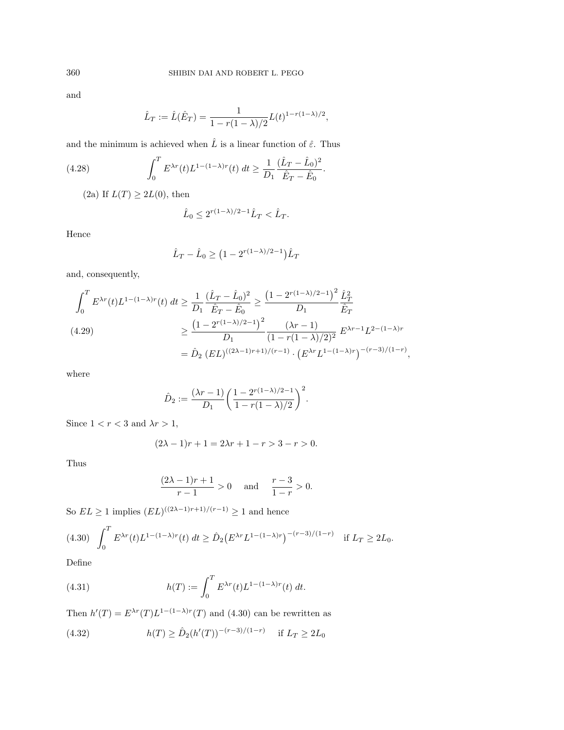and

$$\hat{L}_T := \hat{L}(\hat{E}_T) = \frac{1}{1 - r(1-\lambda)/2} L(t)^{1-r(1-\lambda)/2},$$

and the minimum is achieved when $\hat{L}$ is a linear function of $\hat{\varepsilon}$. Thus

$$\int_0^T E^{\lambda r}(t) L^{1-(1-\lambda)r}(t)\, dt \geq \frac{1}{D_1} \frac{(\hat{L}_T - \hat{L}_0)^2}{\hat{E}_T - \hat{E}_0}. \tag{4.28}$$

(2a) If $L(T) \geq 2L(0)$, then

$$\hat{L}_0 \leq 2^{r(1-\lambda)/2-1} \hat{L}_T < \hat{L}_T.$$

Hence

$$\hat{L}_T - \hat{L}_0 \geq \left(1 - 2^{r(1-\lambda)/2-1}\right) \hat{L}_T$$

and, consequently,

$$\begin{aligned}
\int_0^T E^{\lambda r}(t) L^{1-(1-\lambda)r}(t)\, dt &\geq \frac{1}{D_1} \frac{(\hat{L}_T - \hat{L}_0)^2}{\hat{E}_T - \hat{E}_0} \geq \frac{\left(1 - 2^{r(1-\lambda)/2-1}\right)^2}{D_1} \frac{\hat{L}_T^2}{\hat{E}_T} \\
&\geq \frac{\left(1 - 2^{r(1-\lambda)/2-1}\right)^2}{D_1} \frac{(\lambda r - 1)}{(1 - r(1-\lambda)/2)^2}\, E^{\lambda r - 1} L^{2-(1-\lambda)r} \\
&= \hat{D}_2\, (EL)^{((2\lambda - 1)r + 1)/(r-1)} \cdot \left(E^{\lambda r} L^{1-(1-\lambda)r}\right)^{-(r-3)/(1-r)},
\end{aligned} \tag{4.29}$$

where

$$\hat{D}_2 := \frac{(\lambda r - 1)}{D_1} \left( \frac{1 - 2^{r(1-\lambda)/2-1}}{1 - r(1-\lambda)/2} \right)^2.$$

Since $1 < r < 3$ and $\lambda r > 1$,

$$(2\lambda - 1)r + 1 = 2\lambda r + 1 - r > 3 - r > 0.$$

Thus

$$\frac{(2\lambda - 1)r + 1}{r - 1} > 0 \quad \text{and} \quad \frac{r-3}{1-r} > 0.$$

So $EL \geq 1$ implies $(EL)^{((2\lambda-1)r+1)/(r-1)} \geq 1$ and hence

$$\int_0^T E^{\lambda r}(t) L^{1-(1-\lambda)r}(t)\, dt \geq \hat{D}_2 \left(E^{\lambda r} L^{1-(1-\lambda)r}\right)^{-(r-3)/(1-r)} \quad \text{if } L_T \geq 2L_0. \tag{4.30}$$

Define

$$h(T) := \int_0^T E^{\lambda r}(t) L^{1-(1-\lambda)r}(t)\, dt. \tag{4.31}$$

Then $h'(T) = E^{\lambda r}(T) L^{1-(1-\lambda)r}(T)$ and (4.30) can be rewritten as

$$h(T) \geq \hat{D}_2 (h'(T))^{-(r-3)/(1-r)} \quad \text{if } L_T \geq 2L_0 \tag{4.32}$$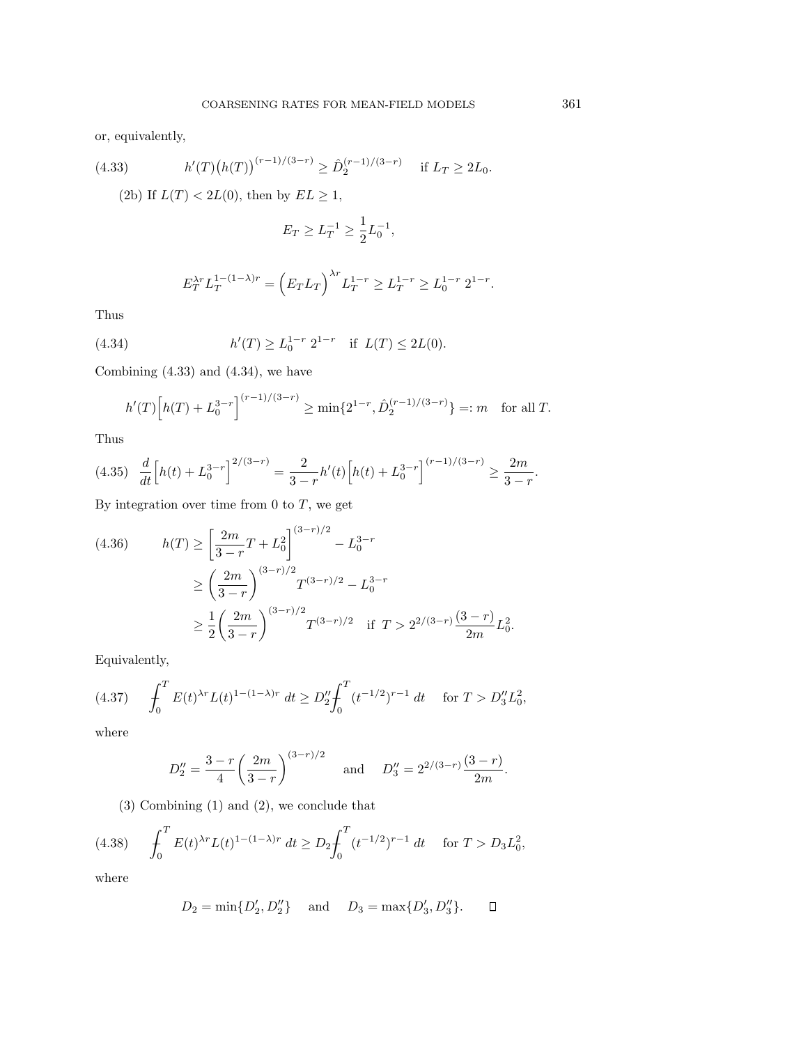or, equivalently,

$$h'(T)\big(h(T)\big)^{(r-1)/(3-r)} \geq \hat{D}_2^{(r-1)/(3-r)} \quad \text{if } L_T \geq 2L_0. \tag{4.33}$$

(2b) If $L(T) < 2L(0)$, then by $EL \geq 1$,

$$E_T \geq L_T^{-1} \geq \frac{1}{2}L_0^{-1},$$

$$E_T^{\lambda r} L_T^{1-(1-\lambda)r} = \Big(E_T L_T\Big)^{\lambda r} L_T^{1-r} \geq L_T^{1-r} \geq L_0^{1-r}\, 2^{1-r}.$$

Thus

$$h'(T) \geq L_0^{1-r}\, 2^{1-r} \quad \text{if } L(T) \leq 2L(0). \tag{4.34}$$

Combining (4.33) and (4.34), we have

$$h'(T)\Big[h(T) + L_0^{3-r}\Big]^{(r-1)/(3-r)} \geq \min\{2^{1-r}, \hat{D}_2^{(r-1)/(3-r)}\} =: m \quad \text{for all } T.$$

Thus

$$\frac{d}{dt}\Big[h(t) + L_0^{3-r}\Big]^{2/(3-r)} = \frac{2}{3-r}h'(t)\Big[h(t) + L_0^{3-r}\Big]^{(r-1)/(3-r)} \geq \frac{2m}{3-r}. \tag{4.35}$$

By integration over time from 0 to $T$, we get

$$\begin{aligned} h(T) &\geq \left[\frac{2m}{3-r}T + L_0^2\right]^{(3-r)/2} - L_0^{3-r} \\ &\geq \left(\frac{2m}{3-r}\right)^{(3-r)/2} T^{(3-r)/2} - L_0^{3-r} \\ &\geq \frac{1}{2}\left(\frac{2m}{3-r}\right)^{(3-r)/2} T^{(3-r)/2} \quad \text{if } T > 2^{2/(3-r)}\frac{(3-r)}{2m}L_0^2. \end{aligned} \tag{4.36}$$

Equivalently,

$$\int_0^T E(t)^{\lambda r} L(t)^{1-(1-\lambda)r}\, dt \geq D_2'' \int_0^T (t^{-1/2})^{r-1}\, dt \quad \text{for } T > D_3'' L_0^2, \tag{4.37}$$

where

$$D_2'' = \frac{3-r}{4}\left(\frac{2m}{3-r}\right)^{(3-r)/2} \quad \text{and} \quad D_3'' = 2^{2/(3-r)}\frac{(3-r)}{2m}.$$

(3) Combining (1) and (2), we conclude that

$$\int_0^T E(t)^{\lambda r} L(t)^{1-(1-\lambda)r}\, dt \geq D_2 \int_0^T (t^{-1/2})^{r-1}\, dt \quad \text{for } T > D_3 L_0^2, \tag{4.38}$$

where

$$D_2 = \min\{D_2', D_2''\} \quad \text{and} \quad D_3 = \max\{D_3', D_3''\}. \qquad \square$$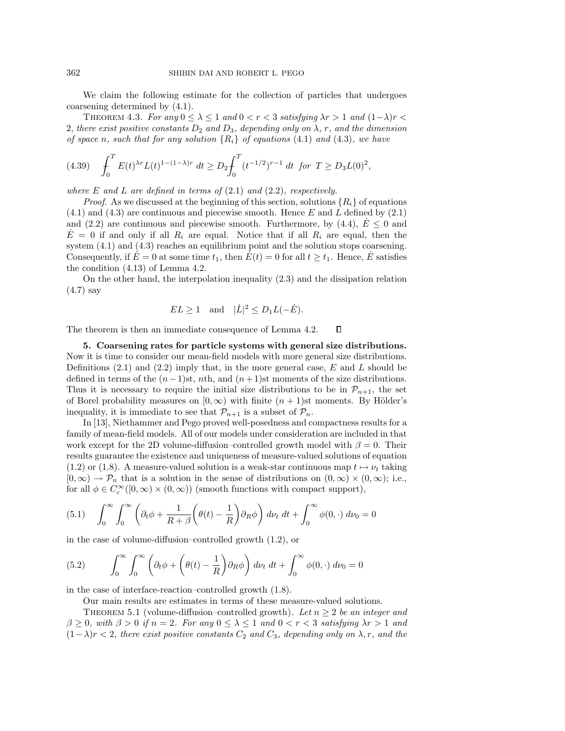We claim the following estimate for the collection of particles that undergoes coarsening determined by (4.1).

THEOREM 4.3. *For any $0 \le \lambda \le 1$ and $0 < r < 3$ satisfying $\lambda r > 1$ and $(1-\lambda)r < 2$, there exist positive constants $D_2$ and $D_3$, depending only on $\lambda$, $r$, and the dimension of space $n$, such that for any solution $\{R_i\}$ of equations* (4.1) *and* (4.3)*, we have*

$$
(4.39) \qquad \fint_0^T E(t)^{\lambda r} L(t)^{1-(1-\lambda)r}\, dt \ge D_2 \fint_0^T (t^{-1/2})^{r-1}\, dt \ \text{ for } \ T \ge D_3 L(0)^2,
$$

*where $E$ and $L$ are defined in terms of* (2.1) *and* (2.2)*, respectively.*

*Proof.* As we discussed at the beginning of this section, solutions $\{R_i\}$ of equations (4.1) and (4.3) are continuous and piecewise smooth. Hence $E$ and $L$ defined by (2.1) and (2.2) are continuous and piecewise smooth. Furthermore, by (4.4), $\dot{E} \le 0$ and $\dot{E} = 0$ if and only if all $R_i$ are equal. Notice that if all $R_i$ are equal, then the system (4.1) and (4.3) reaches an equilibrium point and the solution stops coarsening. Consequently, if $\dot{E} = 0$ at some time $t_1$, then $\dot{E}(t) = 0$ for all $t \ge t_1$. Hence, $\dot{E}$ satisfies the condition (4.13) of Lemma 4.2.

On the other hand, the interpolation inequality (2.3) and the dissipation relation (4.7) say

$$
EL \ge 1 \quad \text{and} \quad |\dot{L}|^2 \le D_1 L(-\dot{E}).
$$

The theorem is then an immediate consequence of Lemma 4.2. $\square$

**5. Coarsening rates for particle systems with general size distributions.** Now it is time to consider our mean-field models with more general size distributions. Definitions (2.1) and (2.2) imply that, in the more general case, $E$ and $L$ should be defined in terms of the $(n-1)$st, $n$th, and $(n+1)$st moments of the size distributions. Thus it is necessary to require the initial size distributions to be in $\mathcal{P}_{n+1}$, the set of Borel probability measures on $[0,\infty)$ with finite $(n+1)$st moments. By Hölder's inequality, it is immediate to see that $\mathcal{P}_{n+1}$ is a subset of $\mathcal{P}_n$.

In [13], Niethammer and Pego proved well-posedness and compactness results for a family of mean-field models. All of our models under consideration are included in that work except for the 2D volume-diffusion–controlled growth model with $\beta = 0$. Their results guarantee the existence and uniqueness of measure-valued solutions of equation (1.2) or (1.8). A measure-valued solution is a weak-star continuous map $t \mapsto \nu_t$ taking $[0,\infty) \to \mathcal{P}_n$ that is a solution in the sense of distributions on $(0,\infty) \times (0,\infty)$; i.e., for all $\phi \in C_c^\infty([0,\infty) \times (0,\infty))$ (smooth functions with compact support),

$$
(5.1) \qquad \int_0^\infty \int_0^\infty \left( \partial_t \phi + \frac{1}{R+\beta}\left(\theta(t) - \frac{1}{R}\right)\partial_R \phi \right) d\nu_t\, dt + \int_0^\infty \phi(0,\cdot)\, d\nu_0 = 0
$$

in the case of volume-diffusion–controlled growth (1.2), or

$$
(5.2) \qquad \int_0^\infty \int_0^\infty \left( \partial_t \phi + \left(\theta(t) - \frac{1}{R}\right)\partial_R \phi \right) d\nu_t\, dt + \int_0^\infty \phi(0,\cdot)\, d\nu_0 = 0
$$

in the case of interface-reaction–controlled growth (1.8).

Our main results are estimates in terms of these measure-valued solutions.

THEOREM 5.1 (volume-diffusion–controlled growth). *Let $n \ge 2$ be an integer and $\beta \ge 0$, with $\beta > 0$ if $n = 2$. For any $0 \le \lambda \le 1$ and $0 < r < 3$ satisfying $\lambda r > 1$ and $(1-\lambda)r < 2$, there exist positive constants $C_2$ and $C_3$, depending only on $\lambda, r$, and the*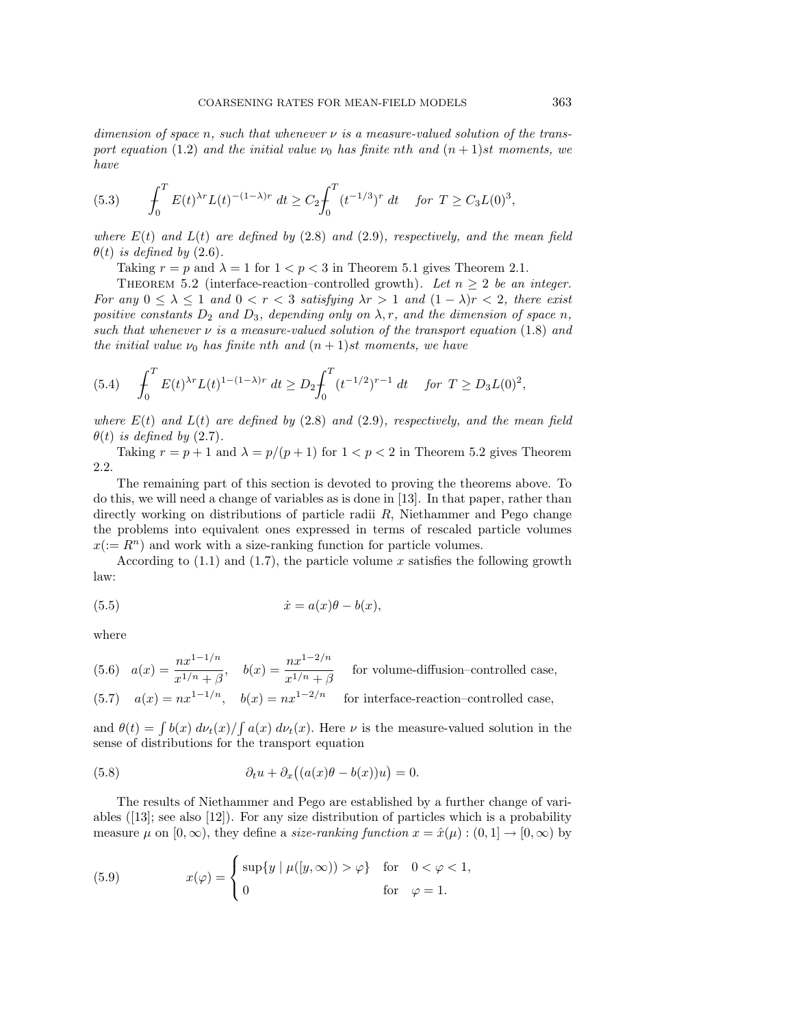*dimension of space n, such that whenever $\nu$ is a measure-valued solution of the transport equation* (1.2) *and the initial value $\nu_0$ has finite nth and $(n+1)$st moments, we have*

$$
\fint_0^T E(t)^{\lambda r} L(t)^{-(1-\lambda)r}\, dt \geq C_2 \fint_0^T (t^{-1/3})^r\, dt \quad \text{for } T \geq C_3 L(0)^3, \tag{5.3}
$$

*where $E(t)$ and $L(t)$ are defined by* (2.8) *and* (2.9)*, respectively, and the mean field $\theta(t)$ is defined by* (2.6).

Taking $r = p$ and $\lambda = 1$ for $1 < p < 3$ in Theorem 5.1 gives Theorem 2.1.

Theorem 5.2 (interface-reaction–controlled growth). *Let $n \geq 2$ be an integer. For any $0 \leq \lambda \leq 1$ and $0 < r < 3$ satisfying $\lambda r > 1$ and $(1-\lambda)r < 2$, there exist positive constants $D_2$ and $D_3$, depending only on $\lambda, r$, and the dimension of space $n$, such that whenever $\nu$ is a measure-valued solution of the transport equation* (1.8) *and the initial value $\nu_0$ has finite nth and $(n+1)$st moments, we have*

$$
\fint_0^T E(t)^{\lambda r} L(t)^{1-(1-\lambda)r}\, dt \geq D_2 \fint_0^T (t^{-1/2})^{r-1}\, dt \quad \text{for } T \geq D_3 L(0)^2, \tag{5.4}
$$

*where $E(t)$ and $L(t)$ are defined by* (2.8) *and* (2.9)*, respectively, and the mean field $\theta(t)$ is defined by* (2.7).

Taking $r = p+1$ and $\lambda = p/(p+1)$ for $1 < p < 2$ in Theorem 5.2 gives Theorem 2.2.

The remaining part of this section is devoted to proving the theorems above. To do this, we will need a change of variables as is done in [13]. In that paper, rather than directly working on distributions of particle radii $R$, Niethammer and Pego change the problems into equivalent ones expressed in terms of rescaled particle volumes $x (:= R^n)$ and work with a size-ranking function for particle volumes.

According to (1.1) and (1.7), the particle volume $x$ satisfies the following growth law:

$$
\dot{x} = a(x)\theta - b(x), \tag{5.5}
$$

where

$$
a(x) = \frac{nx^{1-1/n}}{x^{1/n}+\beta}, \quad b(x) = \frac{nx^{1-2/n}}{x^{1/n}+\beta} \quad \text{for volume-diffusion–controlled case,} \tag{5.6}
$$

$$
a(x) = nx^{1-1/n}, \quad b(x) = nx^{1-2/n} \quad \text{for interface-reaction–controlled case,} \tag{5.7}
$$

and $\theta(t) = \int b(x)\, d\nu_t(x) / \int a(x)\, d\nu_t(x)$. Here $\nu$ is the measure-valued solution in the sense of distributions for the transport equation

$$
\partial_t u + \partial_x\big((a(x)\theta - b(x))u\big) = 0. \tag{5.8}
$$

The results of Niethammer and Pego are established by a further change of variables ([13]; see also [12]). For any size distribution of particles which is a probability measure $\mu$ on $[0,\infty)$, they define a *size-ranking function* $x = \hat{x}(\mu) : (0,1] \to [0,\infty)$ by

$$
x(\varphi) = \begin{cases} \sup\{y \mid \mu([y,\infty)) > \varphi\} & \text{for} \quad 0 < \varphi < 1, \\ 0 & \text{for} \quad \varphi = 1. \end{cases} \tag{5.9}
$$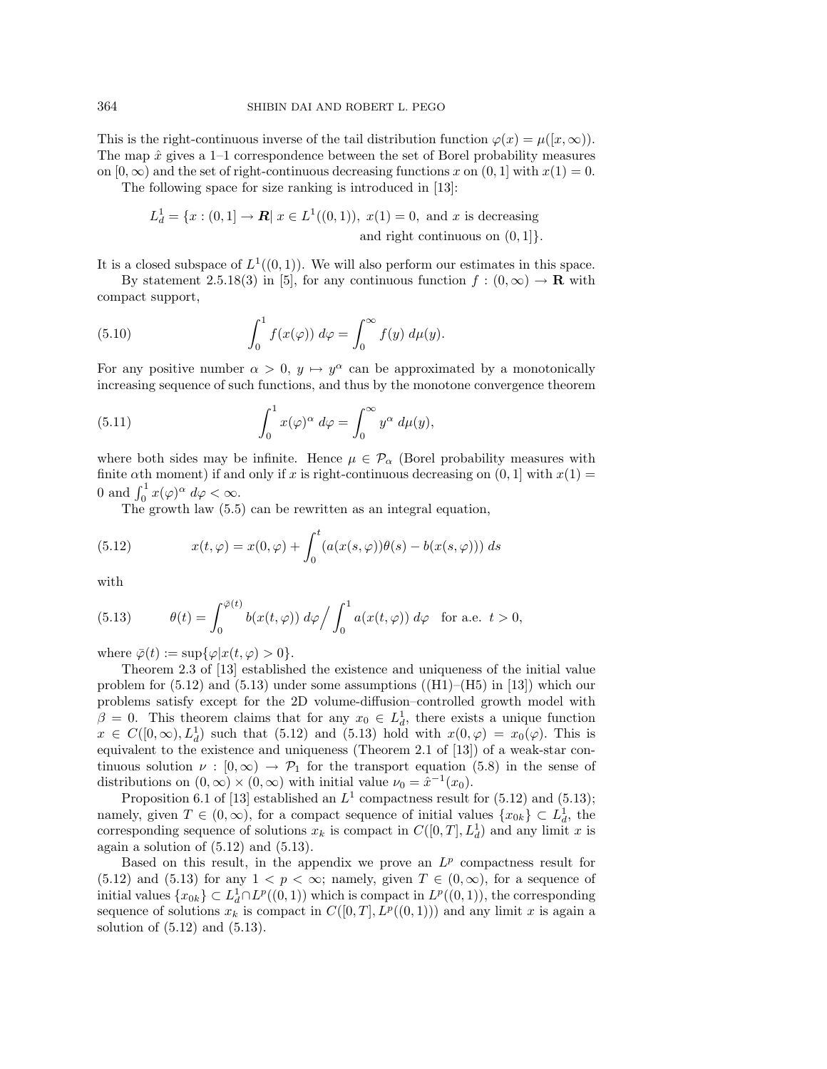This is the right-continuous inverse of the tail distribution function $\varphi(x) = \mu([x, \infty))$. The map $\hat{x}$ gives a 1–1 correspondence between the set of Borel probability measures on $[0, \infty)$ and the set of right-continuous decreasing functions $x$ on $(0, 1]$ with $x(1) = 0$.

The following space for size ranking is introduced in [13]:

$$L^1_d = \{x : (0, 1] \to \boldsymbol{R} |\ x \in L^1((0, 1)),\ x(1) = 0, \text{ and } x \text{ is decreasing and right continuous on } (0, 1]\}.$$

It is a closed subspace of $L^1((0, 1))$. We will also perform our estimates in this space.

By statement 2.5.18(3) in [5], for any continuous function $f : (0, \infty) \to \mathbf{R}$ with compact support,

$$\int_0^1 f(x(\varphi))\, d\varphi = \int_0^\infty f(y)\, d\mu(y). \tag{5.10}$$

For any positive number $\alpha > 0$, $y \mapsto y^\alpha$ can be approximated by a monotonically increasing sequence of such functions, and thus by the monotone convergence theorem

$$\int_0^1 x(\varphi)^\alpha\, d\varphi = \int_0^\infty y^\alpha\, d\mu(y), \tag{5.11}$$

where both sides may be infinite. Hence $\mu \in \mathcal{P}_\alpha$ (Borel probability measures with finite $\alpha$th moment) if and only if $x$ is right-continuous decreasing on $(0, 1]$ with $x(1) = 0$ and $\int_0^1 x(\varphi)^\alpha\, d\varphi < \infty$.

The growth law (5.5) can be rewritten as an integral equation,

$$x(t, \varphi) = x(0, \varphi) + \int_0^t (a(x(s, \varphi))\theta(s) - b(x(s, \varphi)))\, ds \tag{5.12}$$

with

$$\theta(t) = \int_0^{\bar{\varphi}(t)} b(x(t, \varphi))\, d\varphi \Big/ \int_0^1 a(x(t, \varphi))\, d\varphi \quad \text{for a.e. } t > 0, \tag{5.13}$$

where $\bar{\varphi}(t) := \sup\{\varphi | x(t, \varphi) > 0\}$.

Theorem 2.3 of [13] established the existence and uniqueness of the initial value problem for (5.12) and (5.13) under some assumptions ((H1)–(H5) in [13]) which our problems satisfy except for the 2D volume-diffusion–controlled growth model with $\beta = 0$. This theorem claims that for any $x_0 \in L^1_d$, there exists a unique function $x \in C([0, \infty), L^1_d)$ such that (5.12) and (5.13) hold with $x(0, \varphi) = x_0(\varphi)$. This is equivalent to the existence and uniqueness (Theorem 2.1 of [13]) of a weak-star continuous solution $\nu : [0, \infty) \to \mathcal{P}_1$ for the transport equation (5.8) in the sense of distributions on $(0, \infty) \times (0, \infty)$ with initial value $\nu_0 = \hat{x}^{-1}(x_0)$.

Proposition 6.1 of [13] established an $L^1$ compactness result for (5.12) and (5.13); namely, given $T \in (0, \infty)$, for a compact sequence of initial values $\{x_{0k}\} \subset L^1_d$, the corresponding sequence of solutions $x_k$ is compact in $C([0, T], L^1_d)$ and any limit $x$ is again a solution of (5.12) and (5.13).

Based on this result, in the appendix we prove an $L^p$ compactness result for (5.12) and (5.13) for any $1 < p < \infty$; namely, given $T \in (0, \infty)$, for a sequence of initial values $\{x_{0k}\} \subset L^1_d \cap L^p((0, 1))$ which is compact in $L^p((0, 1))$, the corresponding sequence of solutions $x_k$ is compact in $C([0, T], L^p((0, 1)))$ and any limit $x$ is again a solution of (5.12) and (5.13).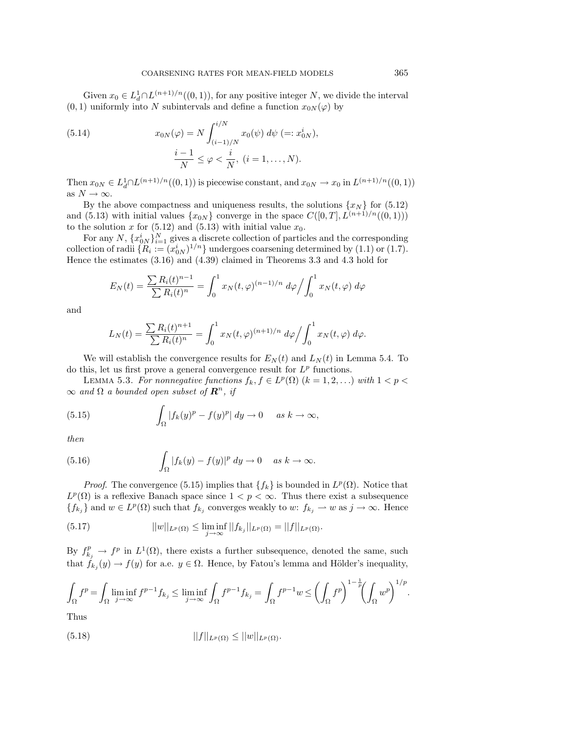Given $x_0 \in L^1_d \cap L^{(n+1)/n}((0,1))$, for any positive integer $N$, we divide the interval $(0,1)$ uniformly into $N$ subintervals and define a function $x_{0N}(\varphi)$ by

$$
x_{0N}(\varphi) = N \int_{(i-1)/N}^{i/N} x_0(\psi)\, d\psi \ (=: x_{0N}^i), \qquad \frac{i-1}{N} \le \varphi < \frac{i}{N},\ (i = 1, \dots, N). \tag{5.14}
$$

Then $x_{0N} \in L^1_d \cap L^{(n+1)/n}((0,1))$ is piecewise constant, and $x_{0N} \to x_0$ in $L^{(n+1)/n}((0,1))$ as $N \to \infty$.

By the above compactness and uniqueness results, the solutions $\{x_N\}$ for (5.12) and (5.13) with initial values $\{x_{0N}\}$ converge in the space $C([0,T], L^{(n+1)/n}((0,1)))$ to the solution $x$ for (5.12) and (5.13) with initial value $x_0$.

For any $N$, $\{x_{0N}^i\}_{i=1}^N$ gives a discrete collection of particles and the corresponding collection of radii $\{R_i := (x_{0N}^i)^{1/n}\}$ undergoes coarsening determined by (1.1) or (1.7). Hence the estimates (3.16) and (4.39) claimed in Theorems 3.3 and 4.3 hold for

$$
E_N(t) = \frac{\sum R_i(t)^{n-1}}{\sum R_i(t)^n} = \int_0^1 x_N(t,\varphi)^{(n-1)/n}\, d\varphi \Big/ \int_0^1 x_N(t,\varphi)\, d\varphi
$$

and

$$
L_N(t) = \frac{\sum R_i(t)^{n+1}}{\sum R_i(t)^n} = \int_0^1 x_N(t,\varphi)^{(n+1)/n}\, d\varphi \Big/ \int_0^1 x_N(t,\varphi)\, d\varphi.
$$

We will establish the convergence results for $E_N(t)$ and $L_N(t)$ in Lemma 5.4. To do this, let us first prove a general convergence result for $L^p$ functions.

Lemma 5.3. *For nonnegative functions $f_k, f \in L^p(\Omega)$ $(k = 1, 2, \dots)$ with $1 < p < \infty$ and $\Omega$ a bounded open subset of $\boldsymbol{R}^n$, if*

$$
\int_\Omega |f_k(y)^p - f(y)^p|\, dy \to 0 \quad \text{as } k \to \infty, \tag{5.15}
$$

*then*

$$
\int_\Omega |f_k(y) - f(y)|^p\, dy \to 0 \quad \text{as } k \to \infty. \tag{5.16}
$$

*Proof*. The convergence (5.15) implies that $\{f_k\}$ is bounded in $L^p(\Omega)$. Notice that $L^p(\Omega)$ is a reflexive Banach space since $1 < p < \infty$. Thus there exist a subsequence $\{f_{k_j}\}$ and $w \in L^p(\Omega)$ such that $f_{k_j}$ converges weakly to $w$: $f_{k_j} \rightharpoonup w$ as $j \to \infty$. Hence

$$
||w||_{L^p(\Omega)} \le \liminf_{j\to\infty} ||f_{k_j}||_{L^p(\Omega)} = ||f||_{L^p(\Omega)}. \tag{5.17}
$$

By $f_{k_j}^p \to f^p$ in $L^1(\Omega)$, there exists a further subsequence, denoted the same, such that $f_{k_j}(y) \to f(y)$ for a.e. $y \in \Omega$. Hence, by Fatou's lemma and Hölder's inequality,

$$
\int_\Omega f^p = \int_\Omega \liminf_{j\to\infty} f^{p-1} f_{k_j} \le \liminf_{j\to\infty} \int_\Omega f^{p-1} f_{k_j} = \int_\Omega f^{p-1} w \le \left(\int_\Omega f^p\right)^{1-\frac{1}{p}} \left(\int_\Omega w^p\right)^{1/p}.
$$

Thus

$$
||f||_{L^p(\Omega)} \le ||w||_{L^p(\Omega)}. \tag{5.18}
$$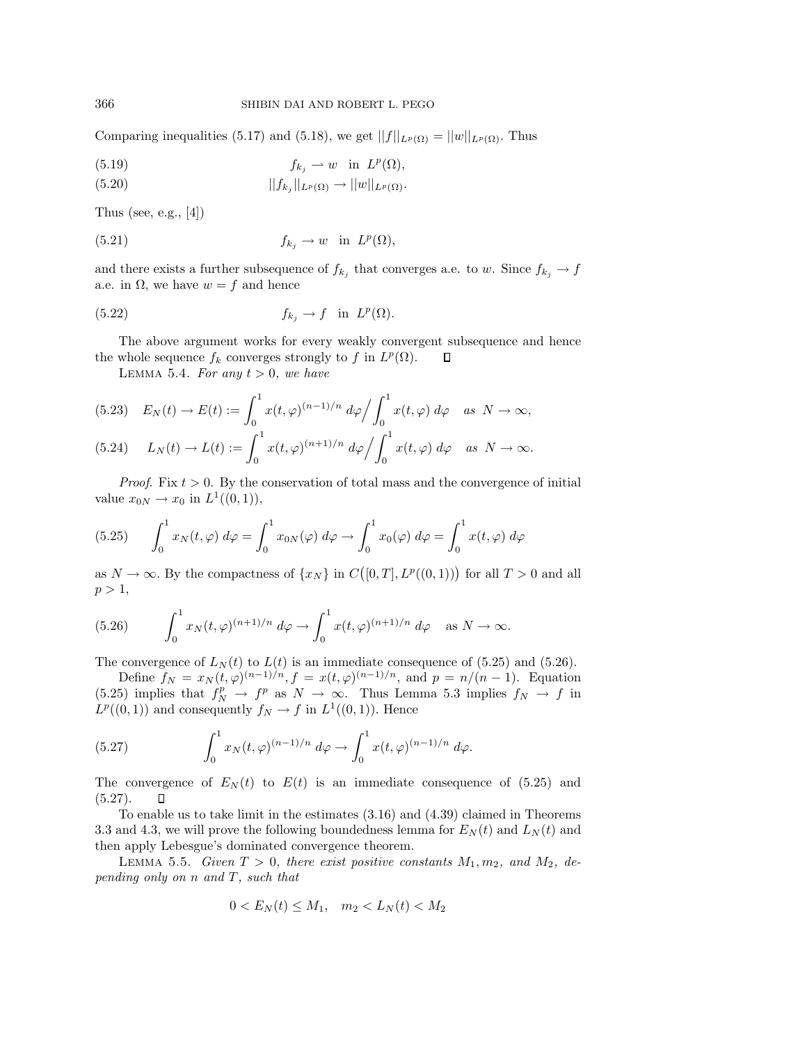Comparing inequalities (5.17) and (5.18), we get $||f||_{L^p(\Omega)} = ||w||_{L^p(\Omega)}$. Thus

$$f_{k_j} \rightharpoonup w \quad \text{in } L^p(\Omega), \tag{5.19}$$

$$||f_{k_j}||_{L^p(\Omega)} \to ||w||_{L^p(\Omega)}. \tag{5.20}$$

Thus (see, e.g., [4])

$$f_{k_j} \to w \quad \text{in } L^p(\Omega), \tag{5.21}$$

and there exists a further subsequence of $f_{k_j}$ that converges a.e. to $w$. Since $f_{k_j} \to f$ a.e. in $\Omega$, we have $w = f$ and hence

$$f_{k_j} \to f \quad \text{in } L^p(\Omega). \tag{5.22}$$

The above argument works for every weakly convergent subsequence and hence the whole sequence $f_k$ converges strongly to $f$ in $L^p(\Omega)$. $\square$

Lemma 5.4. *For any $t > 0$, we have*

$$E_N(t) \to E(t) := \int_0^1 x(t,\varphi)^{(n-1)/n}\, d\varphi \Big/ \int_0^1 x(t,\varphi)\, d\varphi \quad \text{as } N \to \infty, \tag{5.23}$$

$$L_N(t) \to L(t) := \int_0^1 x(t,\varphi)^{(n+1)/n}\, d\varphi \Big/ \int_0^1 x(t,\varphi)\, d\varphi \quad \text{as } N \to \infty. \tag{5.24}$$

*Proof.* Fix $t > 0$. By the conservation of total mass and the convergence of initial value $x_{0N} \to x_0$ in $L^1((0,1))$,

$$\int_0^1 x_N(t,\varphi)\, d\varphi = \int_0^1 x_{0N}(\varphi)\, d\varphi \to \int_0^1 x_0(\varphi)\, d\varphi = \int_0^1 x(t,\varphi)\, d\varphi \tag{5.25}$$

as $N \to \infty$. By the compactness of $\{x_N\}$ in $C\big([0,T], L^p((0,1))\big)$ for all $T > 0$ and all $p > 1$,

$$\int_0^1 x_N(t,\varphi)^{(n+1)/n}\, d\varphi \to \int_0^1 x(t,\varphi)^{(n+1)/n}\, d\varphi \quad \text{as } N \to \infty. \tag{5.26}$$

The convergence of $L_N(t)$ to $L(t)$ is an immediate consequence of (5.25) and (5.26).

Define $f_N = x_N(t,\varphi)^{(n-1)/n}, f = x(t,\varphi)^{(n-1)/n}$, and $p = n/(n-1)$. Equation (5.25) implies that $f_N^p \to f^p$ as $N \to \infty$. Thus Lemma 5.3 implies $f_N \to f$ in $L^p((0,1))$ and consequently $f_N \to f$ in $L^1((0,1))$. Hence

$$\int_0^1 x_N(t,\varphi)^{(n-1)/n}\, d\varphi \to \int_0^1 x(t,\varphi)^{(n-1)/n}\, d\varphi. \tag{5.27}$$

The convergence of $E_N(t)$ to $E(t)$ is an immediate consequence of (5.25) and (5.27). $\square$

To enable us to take limit in the estimates (3.16) and (4.39) claimed in Theorems 3.3 and 4.3, we will prove the following boundedness lemma for $E_N(t)$ and $L_N(t)$ and then apply Lebesgue's dominated convergence theorem.

Lemma 5.5. *Given $T > 0$, there exist positive constants $M_1, m_2$, and $M_2$, depending only on $n$ and $T$, such that*

$$0 < E_N(t) \leq M_1, \quad m_2 < L_N(t) < M_2$$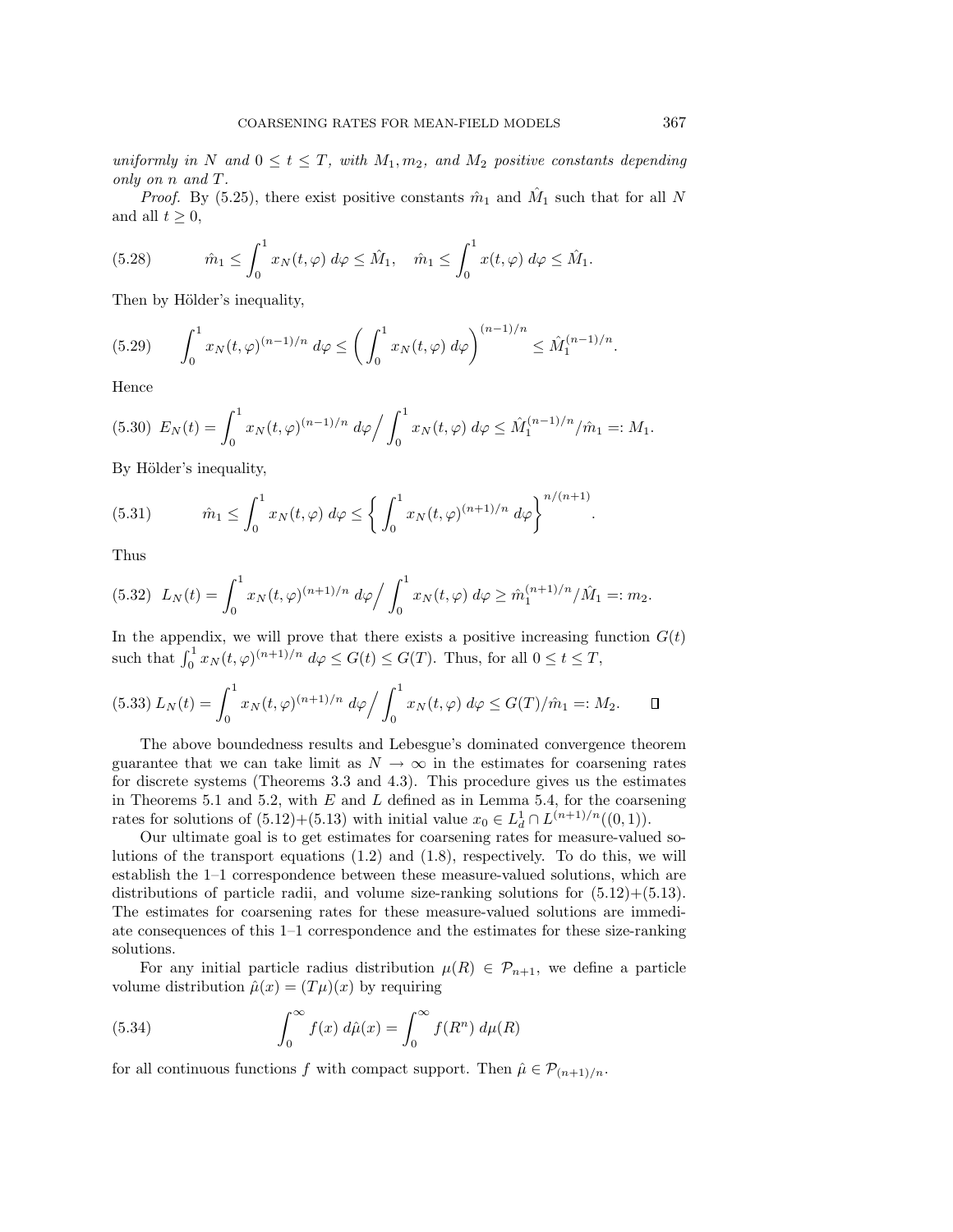*uniformly in $N$ and $0 \leq t \leq T$, with $M_1, m_2$, and $M_2$ positive constants depending only on $n$ and $T$.*

*Proof.* By (5.25), there exist positive constants $\hat{m}_1$ and $\hat{M}_1$ such that for all $N$ and all $t \geq 0$,

$$\hat{m}_1 \leq \int_0^1 x_N(t,\varphi)\, d\varphi \leq \hat{M}_1, \quad \hat{m}_1 \leq \int_0^1 x(t,\varphi)\, d\varphi \leq \hat{M}_1. \tag{5.28}$$

Then by Hölder's inequality,

$$\int_0^1 x_N(t,\varphi)^{(n-1)/n}\, d\varphi \leq \left( \int_0^1 x_N(t,\varphi)\, d\varphi \right)^{(n-1)/n} \leq \hat{M}_1^{(n-1)/n}. \tag{5.29}$$

Hence

$$E_N(t) = \int_0^1 x_N(t,\varphi)^{(n-1)/n}\, d\varphi \Big/ \int_0^1 x_N(t,\varphi)\, d\varphi \leq \hat{M}_1^{(n-1)/n}/\hat{m}_1 =: M_1. \tag{5.30}$$

By Hölder's inequality,

$$\hat{m}_1 \leq \int_0^1 x_N(t,\varphi)\, d\varphi \leq \left\{ \int_0^1 x_N(t,\varphi)^{(n+1)/n}\, d\varphi \right\}^{n/(n+1)}. \tag{5.31}$$

Thus

$$L_N(t) = \int_0^1 x_N(t,\varphi)^{(n+1)/n}\, d\varphi \Big/ \int_0^1 x_N(t,\varphi)\, d\varphi \geq \hat{m}_1^{(n+1)/n}/\hat{M}_1 =: m_2. \tag{5.32}$$

In the appendix, we will prove that there exists a positive increasing function $G(t)$ such that $\int_0^1 x_N(t,\varphi)^{(n+1)/n}\, d\varphi \leq G(t) \leq G(T)$. Thus, for all $0 \leq t \leq T$,

$$L_N(t) = \int_0^1 x_N(t,\varphi)^{(n+1)/n}\, d\varphi \Big/ \int_0^1 x_N(t,\varphi)\, d\varphi \leq G(T)/\hat{m}_1 =: M_2. \tag{5.33}$$

□

The above boundedness results and Lebesgue's dominated convergence theorem guarantee that we can take limit as $N \to \infty$ in the estimates for coarsening rates for discrete systems (Theorems 3.3 and 4.3). This procedure gives us the estimates in Theorems 5.1 and 5.2, with $E$ and $L$ defined as in Lemma 5.4, for the coarsening rates for solutions of (5.12)+(5.13) with initial value $x_0 \in L_d^1 \cap L^{(n+1)/n}((0,1))$.

Our ultimate goal is to get estimates for coarsening rates for measure-valued solutions of the transport equations (1.2) and (1.8), respectively. To do this, we will establish the 1–1 correspondence between these measure-valued solutions, which are distributions of particle radii, and volume size-ranking solutions for (5.12)+(5.13). The estimates for coarsening rates for these measure-valued solutions are immediate consequences of this 1–1 correspondence and the estimates for these size-ranking solutions.

For any initial particle radius distribution $\mu(R) \in \mathcal{P}_{n+1}$, we define a particle volume distribution $\hat{\mu}(x) = (T\mu)(x)$ by requiring

$$\int_0^\infty f(x)\, d\hat{\mu}(x) = \int_0^\infty f(R^n)\, d\mu(R) \tag{5.34}$$

for all continuous functions $f$ with compact support. Then $\hat{\mu} \in \mathcal{P}_{(n+1)/n}$.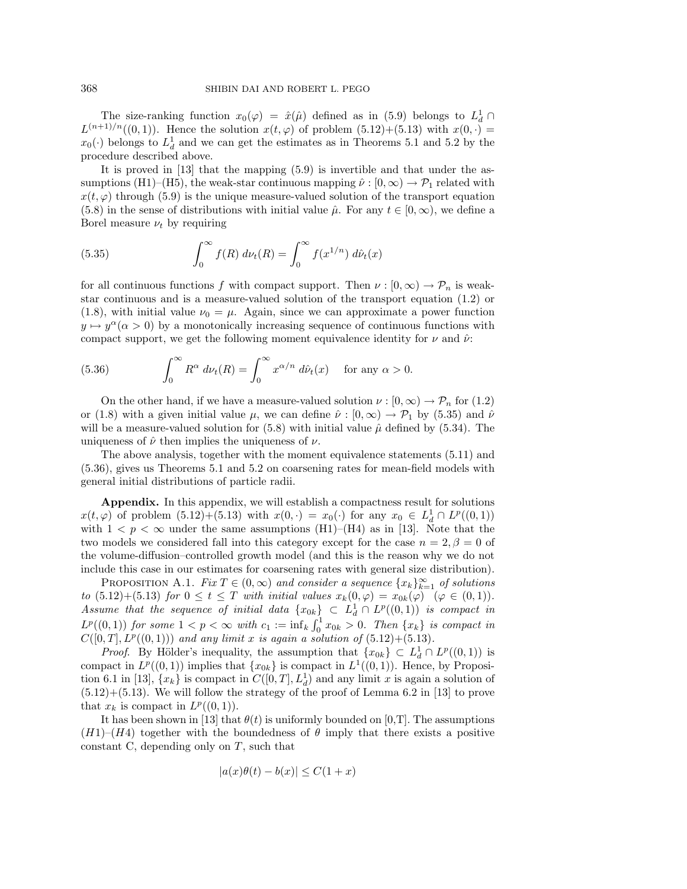The size-ranking function $x_0(\varphi) = \hat{x}(\hat{\mu})$ defined as in (5.9) belongs to $L^1_d \cap L^{(n+1)/n}((0,1))$. Hence the solution $x(t,\varphi)$ of problem (5.12)+(5.13) with $x(0,\cdot) = x_0(\cdot)$ belongs to $L^1_d$ and we can get the estimates as in Theorems 5.1 and 5.2 by the procedure described above.

It is proved in [13] that the mapping (5.9) is invertible and that under the assumptions (H1)–(H5), the weak-star continuous mapping $\hat{\nu} : [0,\infty) \to \mathcal{P}_1$ related with $x(t,\varphi)$ through (5.9) is the unique measure-valued solution of the transport equation (5.8) in the sense of distributions with initial value $\hat{\mu}$. For any $t \in [0,\infty)$, we define a Borel measure $\nu_t$ by requiring

$$\int_0^\infty f(R)\, d\nu_t(R) = \int_0^\infty f(x^{1/n})\, d\hat{\nu}_t(x) \tag{5.35}$$

for all continuous functions $f$ with compact support. Then $\nu : [0,\infty) \to \mathcal{P}_n$ is weak-star continuous and is a measure-valued solution of the transport equation (1.2) or (1.8), with initial value $\nu_0 = \mu$. Again, since we can approximate a power function $y \mapsto y^\alpha (\alpha > 0)$ by a monotonically increasing sequence of continuous functions with compact support, we get the following moment equivalence identity for $\nu$ and $\hat{\nu}$:

$$\int_0^\infty R^\alpha\, d\nu_t(R) = \int_0^\infty x^{\alpha/n}\, d\hat{\nu}_t(x) \quad \text{for any } \alpha > 0. \tag{5.36}$$

On the other hand, if we have a measure-valued solution $\nu : [0,\infty) \to \mathcal{P}_n$ for (1.2) or (1.8) with a given initial value $\mu$, we can define $\hat{\nu} : [0,\infty) \to \mathcal{P}_1$ by (5.35) and $\hat{\nu}$ will be a measure-valued solution for (5.8) with initial value $\hat{\mu}$ defined by (5.34). The uniqueness of $\hat{\nu}$ then implies the uniqueness of $\nu$.

The above analysis, together with the moment equivalence statements (5.11) and (5.36), gives us Theorems 5.1 and 5.2 on coarsening rates for mean-field models with general initial distributions of particle radii.

**Appendix.** In this appendix, we will establish a compactness result for solutions $x(t,\varphi)$ of problem (5.12)+(5.13) with $x(0,\cdot) = x_0(\cdot)$ for any $x_0 \in L^1_d \cap L^p((0,1))$ with $1 < p < \infty$ under the same assumptions (H1)–(H4) as in [13]. Note that the two models we considered fall into this category except for the case $n = 2, \beta = 0$ of the volume-diffusion–controlled growth model (and this is the reason why we do not include this case in our estimates for coarsening rates with general size distribution).

Proposition A.1. *Fix $T \in (0,\infty)$ and consider a sequence $\{x_k\}_{k=1}^\infty$ of solutions to (5.12)+(5.13) for $0 \le t \le T$ with initial values $x_k(0,\varphi) = x_{0k}(\varphi)$ $(\varphi \in (0,1))$. Assume that the sequence of initial data $\{x_{0k}\} \subset L^1_d \cap L^p((0,1))$ is compact in $L^p((0,1))$ for some $1 < p < \infty$ with $c_1 := \inf_k \int_0^1 x_{0k} > 0$. Then $\{x_k\}$ is compact in $C([0,T], L^p((0,1)))$ and any limit $x$ is again a solution of (5.12)+(5.13).*

*Proof.* By Hölder's inequality, the assumption that $\{x_{0k}\} \subset L^1_d \cap L^p((0,1))$ is compact in $L^p((0,1))$ implies that $\{x_{0k}\}$ is compact in $L^1((0,1))$. Hence, by Proposition 6.1 in [13], $\{x_k\}$ is compact in $C([0,T], L^1_d)$ and any limit $x$ is again a solution of (5.12)+(5.13). We will follow the strategy of the proof of Lemma 6.2 in [13] to prove that $x_k$ is compact in $L^p((0,1))$.

It has been shown in [13] that $\theta(t)$ is uniformly bounded on [0,T]. The assumptions $(H1)$–$(H4)$ together with the boundedness of $\theta$ imply that there exists a positive constant C, depending only on $T$, such that

$$|a(x)\theta(t) - b(x)| \le C(1 + x)$$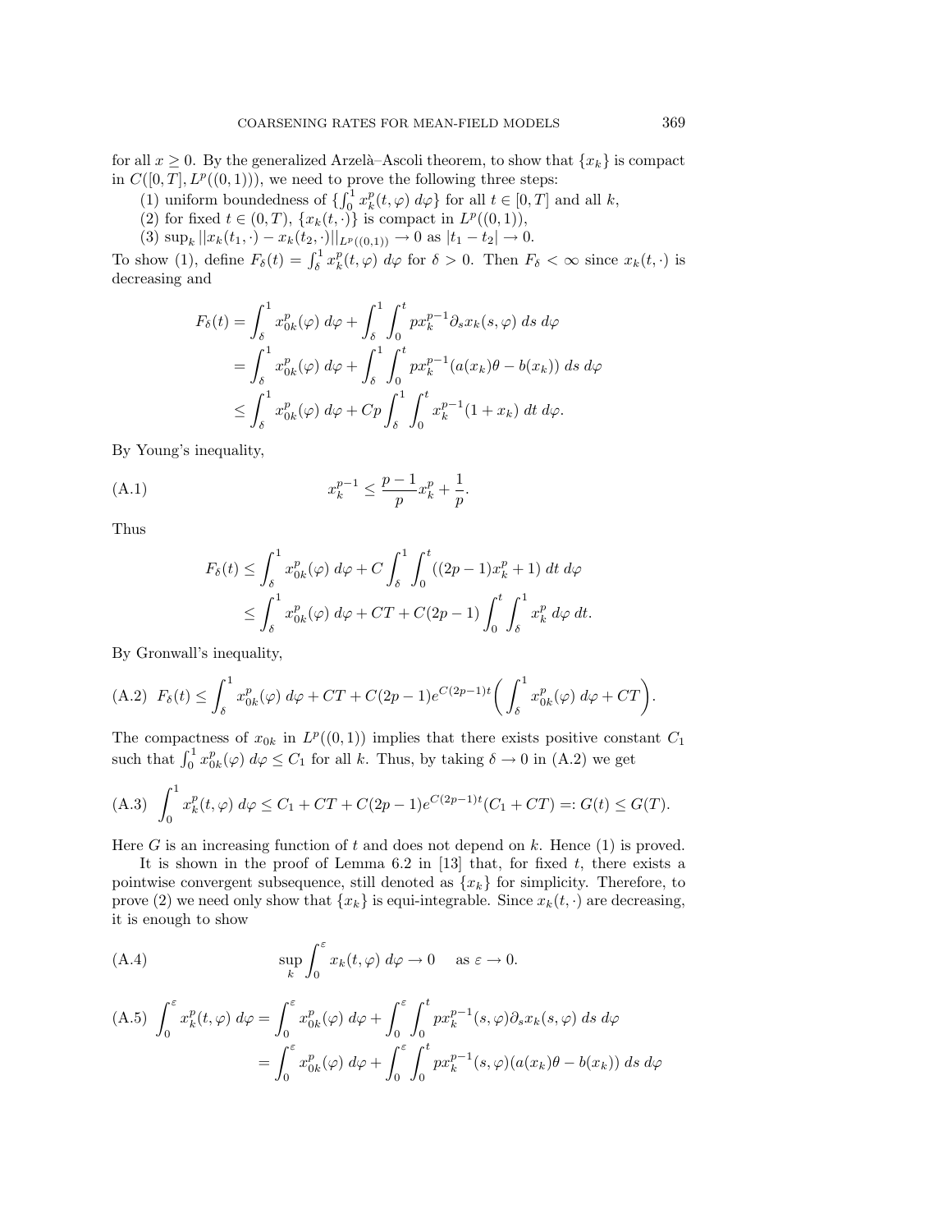for all $x \geq 0$. By the generalized Arzelà–Ascoli theorem, to show that $\{x_k\}$ is compact in $C([0,T], L^p((0,1)))$, we need to prove the following three steps:

(1) uniform boundedness of $\{\int_0^1 x_k^p(t,\varphi)\, d\varphi\}$ for all $t \in [0,T]$ and all $k$,

(2) for fixed $t \in (0,T)$, $\{x_k(t,\cdot)\}$ is compact in $L^p((0,1))$,

(3) $\sup_k ||x_k(t_1,\cdot) - x_k(t_2,\cdot)||_{L^p((0,1))} \to 0$ as $|t_1 - t_2| \to 0$.

To show (1), define $F_\delta(t) = \int_\delta^1 x_k^p(t,\varphi)\, d\varphi$ for $\delta > 0$. Then $F_\delta < \infty$ since $x_k(t,\cdot)$ is decreasing and

$$
\begin{aligned}
F_\delta(t) &= \int_\delta^1 x_{0k}^p(\varphi)\, d\varphi + \int_\delta^1 \int_0^t p x_k^{p-1} \partial_s x_k(s,\varphi)\, ds\, d\varphi \\
&= \int_\delta^1 x_{0k}^p(\varphi)\, d\varphi + \int_\delta^1 \int_0^t p x_k^{p-1}(a(x_k)\theta - b(x_k))\, ds\, d\varphi \\
&\leq \int_\delta^1 x_{0k}^p(\varphi)\, d\varphi + Cp \int_\delta^1 \int_0^t x_k^{p-1}(1 + x_k)\, dt\, d\varphi.
\end{aligned}
$$

By Young's inequality,

$$
x_k^{p-1} \leq \frac{p-1}{p} x_k^p + \frac{1}{p}. \tag{A.1}
$$

Thus

$$
\begin{aligned}
F_\delta(t) &\leq \int_\delta^1 x_{0k}^p(\varphi)\, d\varphi + C \int_\delta^1 \int_0^t ((2p-1)x_k^p + 1)\, dt\, d\varphi \\
&\leq \int_\delta^1 x_{0k}^p(\varphi)\, d\varphi + CT + C(2p-1) \int_0^t \int_\delta^1 x_k^p\, d\varphi\, dt.
\end{aligned}
$$

By Gronwall's inequality,

$$
F_\delta(t) \leq \int_\delta^1 x_{0k}^p(\varphi)\, d\varphi + CT + C(2p-1)e^{C(2p-1)t} \bigg( \int_\delta^1 x_{0k}^p(\varphi)\, d\varphi + CT \bigg). \tag{A.2}
$$

The compactness of $x_{0k}$ in $L^p((0,1))$ implies that there exists positive constant $C_1$ such that $\int_0^1 x_{0k}^p(\varphi)\, d\varphi \leq C_1$ for all $k$. Thus, by taking $\delta \to 0$ in (A.2) we get

$$
\int_0^1 x_k^p(t,\varphi)\, d\varphi \leq C_1 + CT + C(2p-1)e^{C(2p-1)t}(C_1 + CT) =: G(t) \leq G(T). \tag{A.3}
$$

Here $G$ is an increasing function of $t$ and does not depend on $k$. Hence (1) is proved.

It is shown in the proof of Lemma 6.2 in [13] that, for fixed $t$, there exists a pointwise convergent subsequence, still denoted as $\{x_k\}$ for simplicity. Therefore, to prove (2) we need only show that $\{x_k\}$ is equi-integrable. Since $x_k(t,\cdot)$ are decreasing, it is enough to show

$$
\sup_k \int_0^\varepsilon x_k(t,\varphi)\, d\varphi \to 0 \quad \text{as } \varepsilon \to 0. \tag{A.4}
$$

$$
\begin{aligned}
\int_0^\varepsilon x_k^p(t,\varphi)\, d\varphi &= \int_0^\varepsilon x_{0k}^p(\varphi)\, d\varphi + \int_0^\varepsilon \int_0^t p x_k^{p-1}(s,\varphi) \partial_s x_k(s,\varphi)\, ds\, d\varphi \\
&= \int_0^\varepsilon x_{0k}^p(\varphi)\, d\varphi + \int_0^\varepsilon \int_0^t p x_k^{p-1}(s,\varphi)(a(x_k)\theta - b(x_k))\, ds\, d\varphi
\end{aligned} \tag{A.5}
$$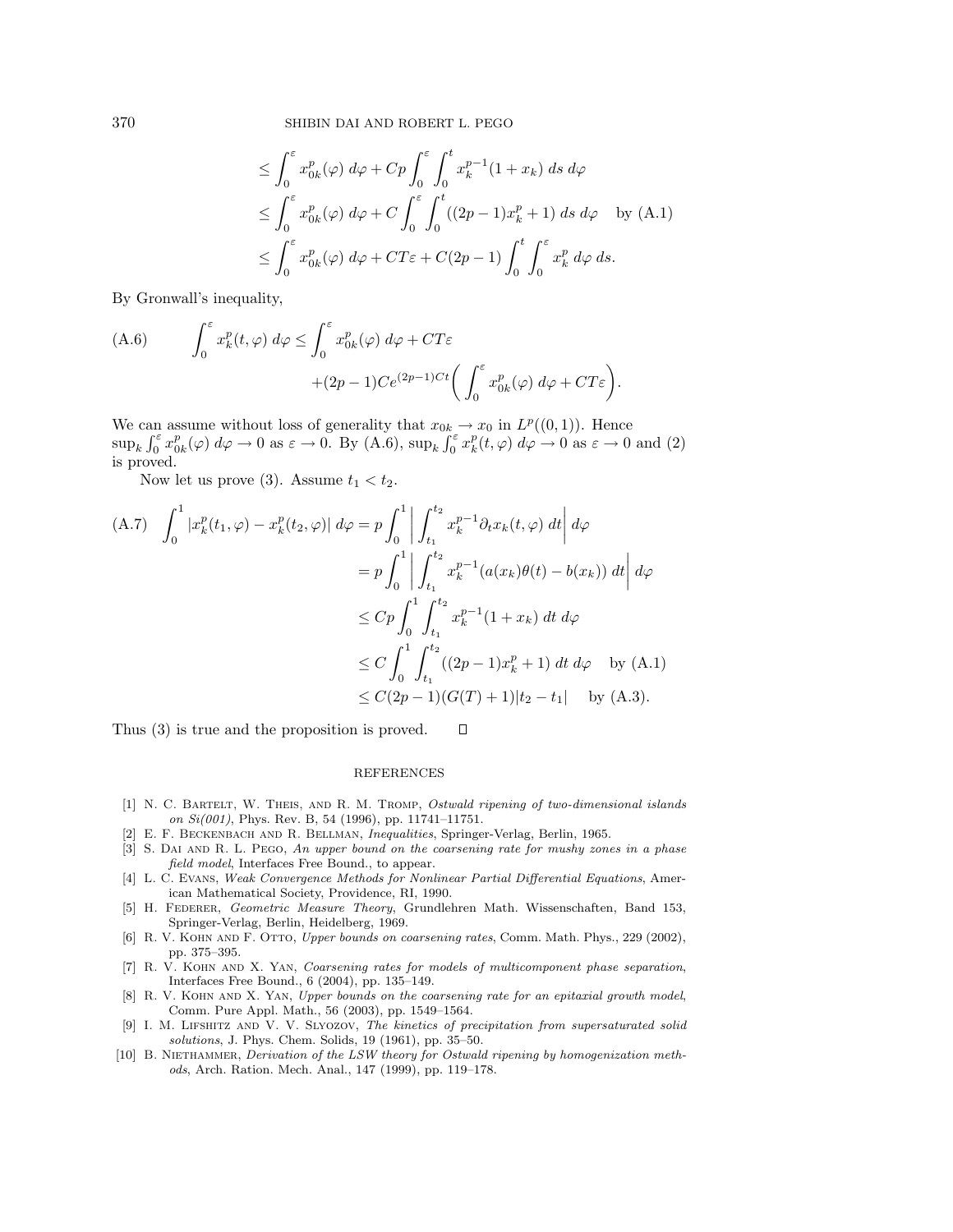$$
\begin{aligned}
&\leq \int_0^\varepsilon x_{0k}^p(\varphi)\, d\varphi + Cp\int_0^\varepsilon \int_0^t x_k^{p-1}(1+x_k)\, ds\, d\varphi \\
&\leq \int_0^\varepsilon x_{0k}^p(\varphi)\, d\varphi + C\int_0^\varepsilon \int_0^t ((2p-1)x_k^p + 1)\, ds\, d\varphi \quad \text{by (A.1)} \\
&\leq \int_0^\varepsilon x_{0k}^p(\varphi)\, d\varphi + CT\varepsilon + C(2p-1)\int_0^t \int_0^\varepsilon x_k^p\, d\varphi\, ds.
\end{aligned}
$$

By Gronwall's inequality,

$$
\text{(A.6)} \qquad \int_0^\varepsilon x_k^p(t,\varphi)\, d\varphi \leq \int_0^\varepsilon x_{0k}^p(\varphi)\, d\varphi + CT\varepsilon + (2p-1)Ce^{(2p-1)Ct}\left( \int_0^\varepsilon x_{0k}^p(\varphi)\, d\varphi + CT\varepsilon \right).
$$

We can assume without loss of generality that $x_{0k} \to x_0$ in $L^p((0,1))$. Hence $\sup_k \int_0^\varepsilon x_{0k}^p(\varphi)\, d\varphi \to 0$ as $\varepsilon \to 0$. By (A.6), $\sup_k \int_0^\varepsilon x_k^p(t,\varphi)\, d\varphi \to 0$ as $\varepsilon \to 0$ and (2) is proved.

Now let us prove (3). Assume $t_1 < t_2$.

$$
\begin{aligned}
\text{(A.7)} \quad \int_0^1 |x_k^p(t_1,\varphi) - x_k^p(t_2,\varphi)|\, d\varphi &= p\int_0^1 \left| \int_{t_1}^{t_2} x_k^{p-1}\partial_t x_k(t,\varphi)\, dt \right| d\varphi \\
&= p\int_0^1 \left| \int_{t_1}^{t_2} x_k^{p-1}(a(x_k)\theta(t) - b(x_k))\, dt \right| d\varphi \\
&\leq Cp\int_0^1 \int_{t_1}^{t_2} x_k^{p-1}(1+x_k)\, dt\, d\varphi \\
&\leq C\int_0^1 \int_{t_1}^{t_2} ((2p-1)x_k^p + 1)\, dt\, d\varphi \quad \text{by (A.1)} \\
&\leq C(2p-1)(G(T)+1)|t_2 - t_1| \quad \text{by (A.3)}.
\end{aligned}
$$

Thus (3) is true and the proposition is proved. ☐

## REFERENCES

[1] N. C. Bartelt, W. Theis, and R. M. Tromp, *Ostwald ripening of two-dimensional islands on Si(001)*, Phys. Rev. B, 54 (1996), pp. 11741–11751.

[2] E. F. Beckenbach and R. Bellman, *Inequalities*, Springer-Verlag, Berlin, 1965.

[3] S. Dai and R. L. Pego, *An upper bound on the coarsening rate for mushy zones in a phase field model*, Interfaces Free Bound., to appear.

[4] L. C. Evans, *Weak Convergence Methods for Nonlinear Partial Differential Equations*, American Mathematical Society, Providence, RI, 1990.

[5] H. Federer, *Geometric Measure Theory*, Grundlehren Math. Wissenschaften, Band 153, Springer-Verlag, Berlin, Heidelberg, 1969.

[6] R. V. Kohn and F. Otto, *Upper bounds on coarsening rates*, Comm. Math. Phys., 229 (2002), pp. 375–395.

[7] R. V. Kohn and X. Yan, *Coarsening rates for models of multicomponent phase separation*, Interfaces Free Bound., 6 (2004), pp. 135–149.

[8] R. V. Kohn and X. Yan, *Upper bounds on the coarsening rate for an epitaxial growth model*, Comm. Pure Appl. Math., 56 (2003), pp. 1549–1564.

[9] I. M. Lifshitz and V. V. Slyozov, *The kinetics of precipitation from supersaturated solid solutions*, J. Phys. Chem. Solids, 19 (1961), pp. 35–50.

[10] B. Niethammer, *Derivation of the LSW theory for Ostwald ripening by homogenization methods*, Arch. Ration. Mech. Anal., 147 (1999), pp. 119–178.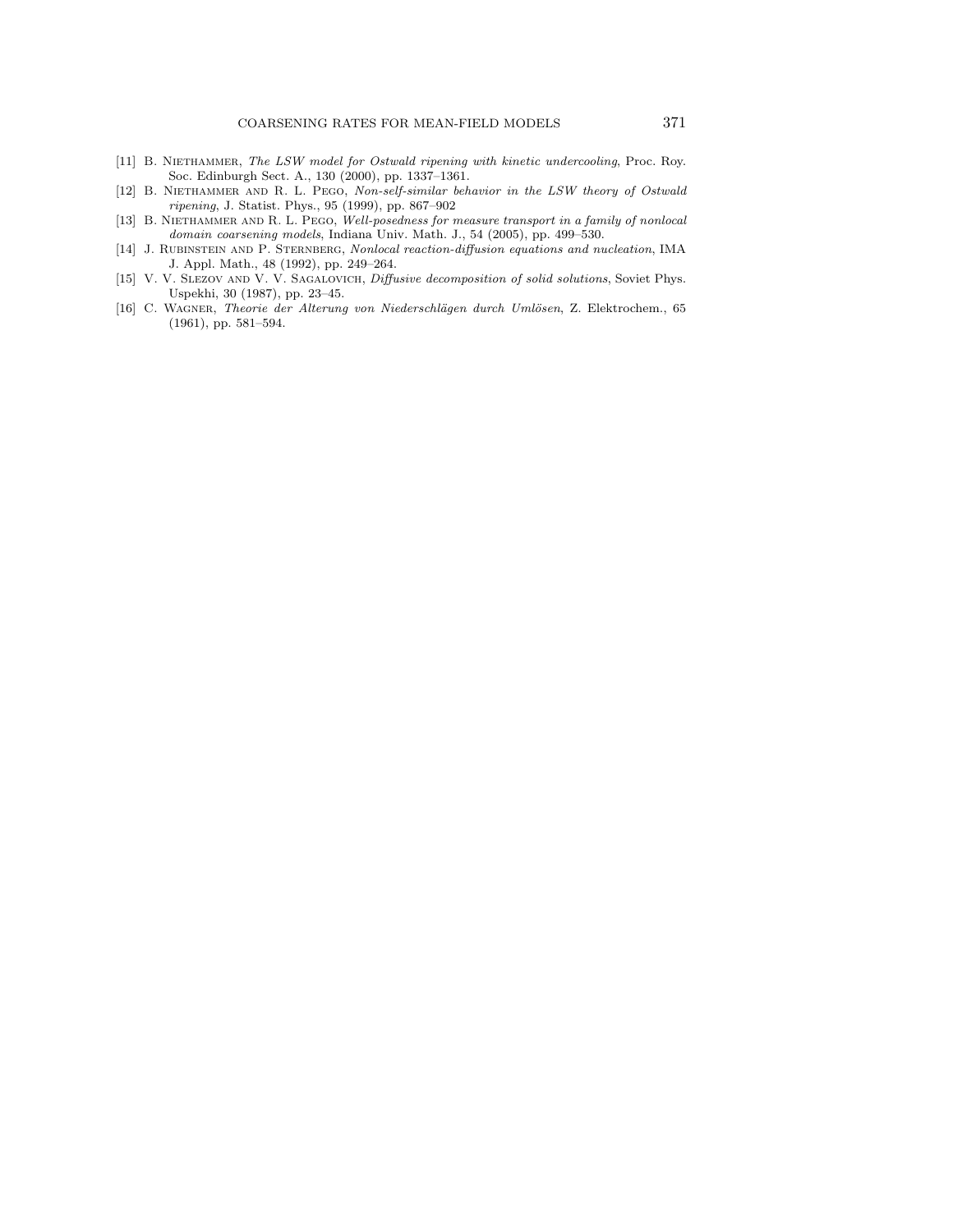[11] B. Niethammer, *The LSW model for Ostwald ripening with kinetic undercooling*, Proc. Roy. Soc. Edinburgh Sect. A., 130 (2000), pp. 1337–1361.

[12] B. Niethammer and R. L. Pego, *Non-self-similar behavior in the LSW theory of Ostwald ripening*, J. Statist. Phys., 95 (1999), pp. 867–902

[13] B. Niethammer and R. L. Pego, *Well-posedness for measure transport in a family of nonlocal domain coarsening models*, Indiana Univ. Math. J., 54 (2005), pp. 499–530.

[14] J. Rubinstein and P. Sternberg, *Nonlocal reaction-diffusion equations and nucleation*, IMA J. Appl. Math., 48 (1992), pp. 249–264.

[15] V. V. Slezov and V. V. Sagalovich, *Diffusive decomposition of solid solutions*, Soviet Phys. Uspekhi, 30 (1987), pp. 23–45.

[16] C. Wagner, *Theorie der Alterung von Niederschlägen durch Umlösen*, Z. Elektrochem., 65 (1961), pp. 581–594.